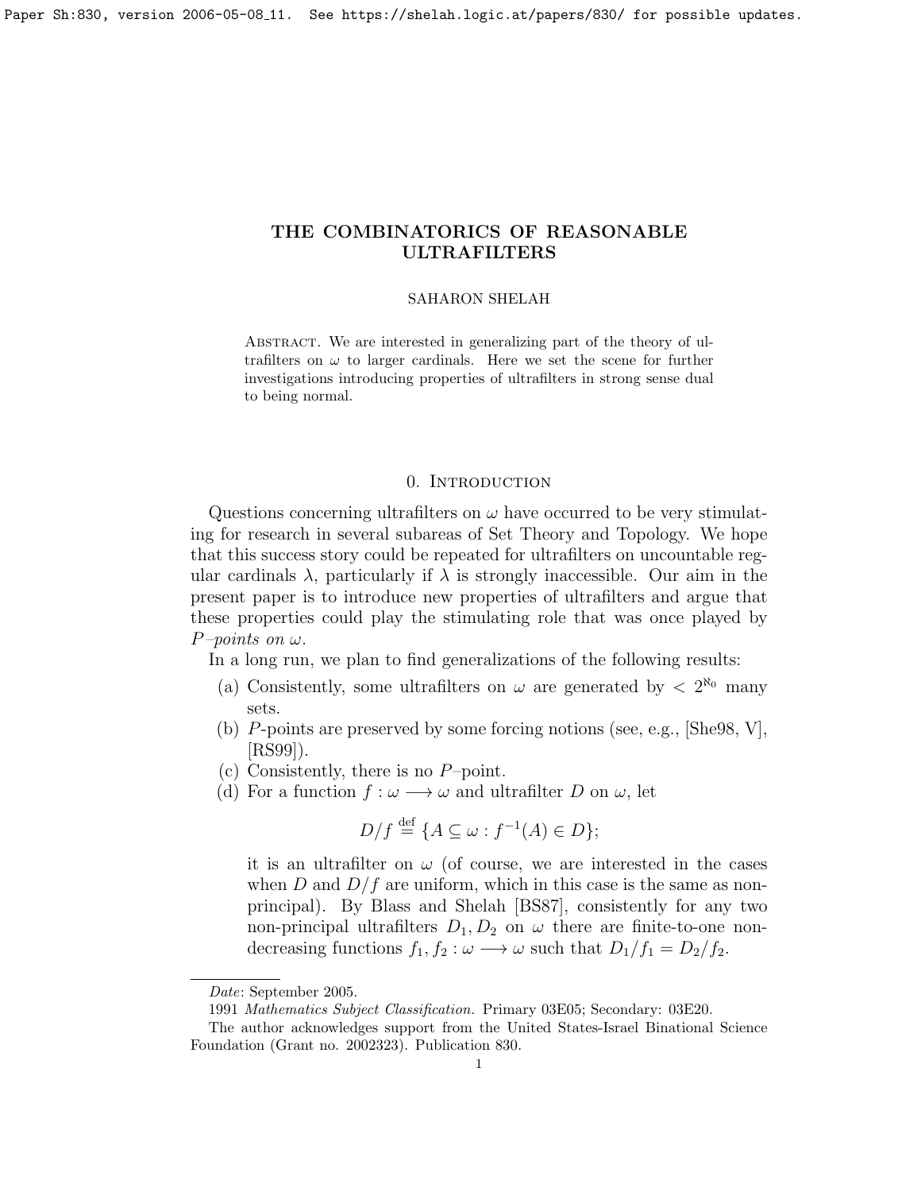# THE COMBINATORICS OF REASONABLE ULTRAFILTERS

SAHARON SHELAH

Abstract. We are interested in generalizing part of the theory of ultrafilters on $\omega$ to larger cardinals. Here we set the scene for further investigations introducing properties of ultrafilters in strong sense dual to being normal.

## 0. Introduction

Questions concerning ultrafilters on $\omega$ have occurred to be very stimulating for research in several subareas of Set Theory and Topology. We hope that this success story could be repeated for ultrafilters on uncountable regular cardinals $\lambda$, particularly if $\lambda$ is strongly inaccessible. Our aim in the present paper is to introduce new properties of ultrafilters and argue that these properties could play the stimulating role that was once played by *P–points on $\omega$*.

In a long run, we plan to find generalizations of the following results:

(a) Consistently, some ultrafilters on $\omega$ are generated by $< 2^{\aleph_0}$ many sets.

(b) $P$-points are preserved by some forcing notions (see, e.g., [She98, V], [RS99]).

(c) Consistently, there is no $P$–point.

(d) For a function $f : \omega \longrightarrow \omega$ and ultrafilter $D$ on $\omega$, let

$$D/f \stackrel{\text{def}}{=} \{A \subseteq \omega : f^{-1}(A) \in D\};$$

it is an ultrafilter on $\omega$ (of course, we are interested in the cases when $D$ and $D/f$ are uniform, which in this case is the same as non-principal). By Blass and Shelah [BS87], consistently for any two non-principal ultrafilters $D_1, D_2$ on $\omega$ there are finite-to-one non-decreasing functions $f_1, f_2 : \omega \longrightarrow \omega$ such that $D_1/f_1 = D_2/f_2$.

*Date*: September 2005.

1991 *Mathematics Subject Classification.* Primary 03E05; Secondary: 03E20.

The author acknowledges support from the United States-Israel Binational Science Foundation (Grant no. 2002323). Publication 830.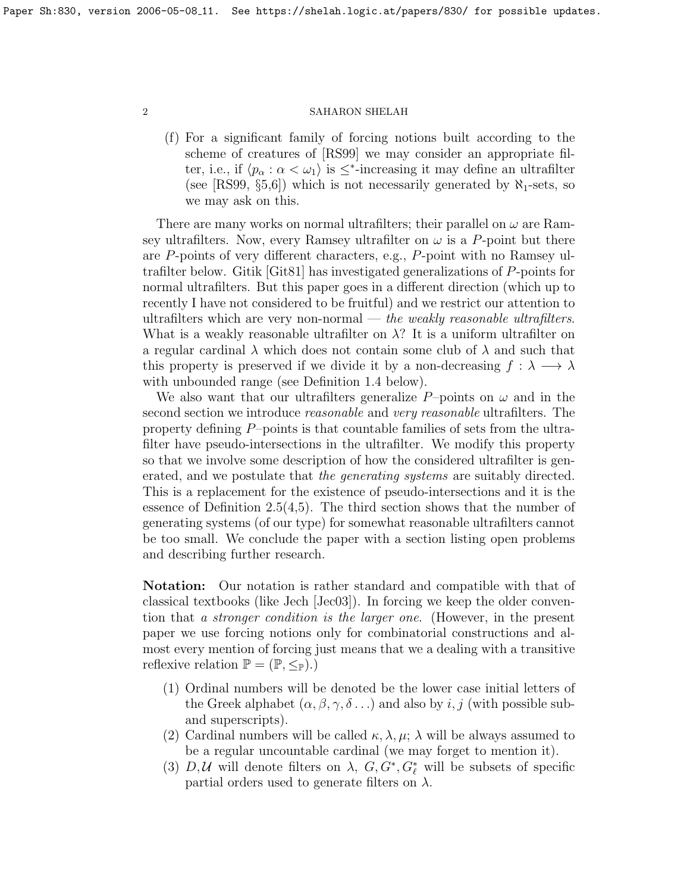(f) For a significant family of forcing notions built according to the scheme of creatures of [RS99] we may consider an appropriate filter, i.e., if $\langle p_\alpha : \alpha < \omega_1\rangle$ is $\leq^*$-increasing it may define an ultrafilter (see [RS99, §5,6]) which is not necessarily generated by $\aleph_1$-sets, so we may ask on this.

There are many works on normal ultrafilters; their parallel on $\omega$ are Ramsey ultrafilters. Now, every Ramsey ultrafilter on $\omega$ is a $P$-point but there are $P$-points of very different characters, e.g., $P$-point with no Ramsey ultrafilter below. Gitik [Git81] has investigated generalizations of $P$-points for normal ultrafilters. But this paper goes in a different direction (which up to recently I have not considered to be fruitful) and we restrict our attention to ultrafilters which are very non-normal — *the weakly reasonable ultrafilters*. What is a weakly reasonable ultrafilter on $\lambda$? It is a uniform ultrafilter on a regular cardinal $\lambda$ which does not contain some club of $\lambda$ and such that this property is preserved if we divide it by a non-decreasing $f : \lambda \longrightarrow \lambda$ with unbounded range (see Definition 1.4 below).

We also want that our ultrafilters generalize $P$–points on $\omega$ and in the second section we introduce *reasonable* and *very reasonable* ultrafilters. The property defining $P$–points is that countable families of sets from the ultrafilter have pseudo-intersections in the ultrafilter. We modify this property so that we involve some description of how the considered ultrafilter is generated, and we postulate that *the generating systems* are suitably directed. This is a replacement for the existence of pseudo-intersections and it is the essence of Definition 2.5(4,5). The third section shows that the number of generating systems (of our type) for somewhat reasonable ultrafilters cannot be too small. We conclude the paper with a section listing open problems and describing further research.

**Notation:** Our notation is rather standard and compatible with that of classical textbooks (like Jech [Jec03]). In forcing we keep the older convention that *a stronger condition is the larger one*. (However, in the present paper we use forcing notions only for combinatorial constructions and almost every mention of forcing just means that we a dealing with a transitive reflexive relation $\mathbb{P} = (\mathbb{P}, \leq_{\mathbb{P}})$.)

1. Ordinal numbers will be denoted be the lower case initial letters of the Greek alphabet $(\alpha, \beta, \gamma, \delta \ldots)$ and also by $i, j$ (with possible sub- and superscripts).
2. Cardinal numbers will be called $\kappa, \lambda, \mu$; $\lambda$ will be always assumed to be a regular uncountable cardinal (we may forget to mention it).
3. $D, \mathcal{U}$ will denote filters on $\lambda$, $G, G^*, G^*_\ell$ will be subsets of specific partial orders used to generate filters on $\lambda$.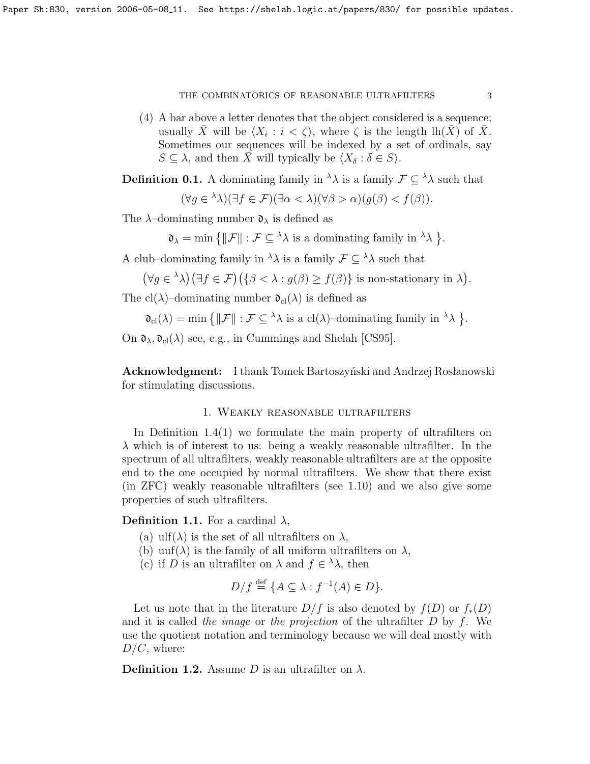(4) A bar above a letter denotes that the object considered is a sequence; usually $\bar{X}$ will be $\langle X_i : i < \zeta \rangle$, where $\zeta$ is the length $\mathrm{lh}(\bar{X})$ of $\bar{X}$. Sometimes our sequences will be indexed by a set of ordinals, say $S \subseteq \lambda$, and then $\bar{X}$ will typically be $\langle X_\delta : \delta \in S \rangle$.

**Definition 0.1.** A dominating family in ${}^{\lambda}\lambda$ is a family $\mathcal{F} \subseteq {}^{\lambda}\lambda$ such that

$$(\forall g \in {}^{\lambda}\lambda)(\exists f \in \mathcal{F})(\exists \alpha < \lambda)(\forall \beta > \alpha)(g(\beta) < f(\beta)).$$

The $\lambda$–dominating number $\mathfrak{d}_\lambda$ is defined as

$$\mathfrak{d}_\lambda = \min\big\{\|\mathcal{F}\| : \mathcal{F} \subseteq {}^{\lambda}\lambda \text{ is a dominating family in } {}^{\lambda}\lambda\ \big\}.$$

A club–dominating family in ${}^{\lambda}\lambda$ is a family $\mathcal{F} \subseteq {}^{\lambda}\lambda$ such that

$$\big(\forall g \in {}^{\lambda}\lambda\big)\big(\exists f \in \mathcal{F}\big)\big(\{\beta < \lambda : g(\beta) \geq f(\beta)\} \text{ is non-stationary in } \lambda\big).$$

The $\mathrm{cl}(\lambda)$–dominating number $\mathfrak{d}_{\mathrm{cl}}(\lambda)$ is defined as

$$\mathfrak{d}_{\mathrm{cl}}(\lambda) = \min\big\{\|\mathcal{F}\| : \mathcal{F} \subseteq {}^{\lambda}\lambda \text{ is a cl}(\lambda)\text{–dominating family in } {}^{\lambda}\lambda\ \big\}.$$

On $\mathfrak{d}_\lambda, \mathfrak{d}_{\mathrm{cl}}(\lambda)$ see, e.g., in Cummings and Shelah [CS95].

**Acknowledgment:** I thank Tomek Bartoszyński and Andrzej Rosłanowski for stimulating discussions.

## 1. Weakly reasonable ultrafilters

In Definition 1.4(1) we formulate the main property of ultrafilters on $\lambda$ which is of interest to us: being a weakly reasonable ultrafilter. In the spectrum of all ultrafilters, weakly reasonable ultrafilters are at the opposite end to the one occupied by normal ultrafilters. We show that there exist (in ZFC) weakly reasonable ultrafilters (see 1.10) and we also give some properties of such ultrafilters.

**Definition 1.1.** For a cardinal $\lambda$,

(a) $\mathrm{ulf}(\lambda)$ is the set of all ultrafilters on $\lambda$,

(b) $\mathrm{uuf}(\lambda)$ is the family of all uniform ultrafilters on $\lambda$,

(c) if $D$ is an ultrafilter on $\lambda$ and $f \in {}^{\lambda}\lambda$, then

$$D/f \stackrel{\mathrm{def}}{=} \{A \subseteq \lambda : f^{-1}(A) \in D\}.$$

Let us note that in the literature $D/f$ is also denoted by $f(D)$ or $f_*(D)$ and it is called *the image* or *the projection* of the ultrafilter $D$ by $f$. We use the quotient notation and terminology because we will deal mostly with $D/C$, where:

**Definition 1.2.** Assume $D$ is an ultrafilter on $\lambda$.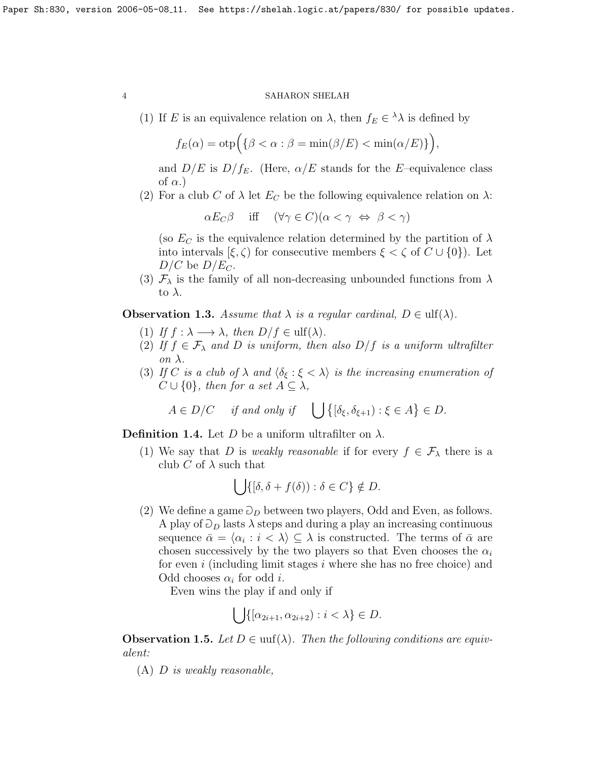(1) If $E$ is an equivalence relation on $\lambda$, then $f_E \in {}^\lambda\lambda$ is defined by

$$f_E(\alpha) = \mathrm{otp}\Big(\{\beta < \alpha : \beta = \min(\beta/E) < \min(\alpha/E)\}\Big),$$

and $D/E$ is $D/f_E$. (Here, $\alpha/E$ stands for the $E$–equivalence class of $\alpha$.)

(2) For a club $C$ of $\lambda$ let $E_C$ be the following equivalence relation on $\lambda$:

$$\alpha E_C \beta \quad \text{iff} \quad (\forall \gamma \in C)(\alpha < \gamma \ \Leftrightarrow \ \beta < \gamma)$$

(so $E_C$ is the equivalence relation determined by the partition of $\lambda$ into intervals $[\xi, \zeta)$ for consecutive members $\xi < \zeta$ of $C \cup \{0\}$). Let $D/C$ be $D/E_C$.

(3) $\mathcal{F}_\lambda$ is the family of all non-decreasing unbounded functions from $\lambda$ to $\lambda$.

**Observation 1.3.** *Assume that $\lambda$ is a regular cardinal, $D \in \mathrm{ulf}(\lambda)$.*

1. *If $f : \lambda \longrightarrow \lambda$, then $D/f \in \mathrm{ulf}(\lambda)$.*
2. *If $f \in \mathcal{F}_\lambda$ and $D$ is uniform, then also $D/f$ is a uniform ultrafilter on $\lambda$.*
3. *If $C$ is a club of $\lambda$ and $\langle \delta_\xi : \xi < \lambda \rangle$ is the increasing enumeration of $C \cup \{0\}$, then for a set $A \subseteq \lambda$,*

$$A \in D/C \quad \text{if and only if} \quad \bigcup \big\{ [\delta_\xi, \delta_{\xi+1}) : \xi \in A \big\} \in D.$$

**Definition 1.4.** Let $D$ be a uniform ultrafilter on $\lambda$.

(1) We say that $D$ is *weakly reasonable* if for every $f \in \mathcal{F}_\lambda$ there is a club $C$ of $\lambda$ such that

$$\bigcup \{ [\delta, \delta + f(\delta)) : \delta \in C \} \notin D.$$

(2) We define a game $\Game_D$ between two players, Odd and Even, as follows. A play of $\Game_D$ lasts $\lambda$ steps and during a play an increasing continuous sequence $\bar{\alpha} = \langle \alpha_i : i < \lambda \rangle \subseteq \lambda$ is constructed. The terms of $\bar{\alpha}$ are chosen successively by the two players so that Even chooses the $\alpha_i$ for even $i$ (including limit stages $i$ where she has no free choice) and Odd chooses $\alpha_i$ for odd $i$.

Even wins the play if and only if

$$\bigcup \{ [\alpha_{2i+1}, \alpha_{2i+2}) : i < \lambda \} \in D.$$

**Observation 1.5.** *Let $D \in \mathrm{uuf}(\lambda)$. Then the following conditions are equivalent:*

(A) *$D$ is weakly reasonable,*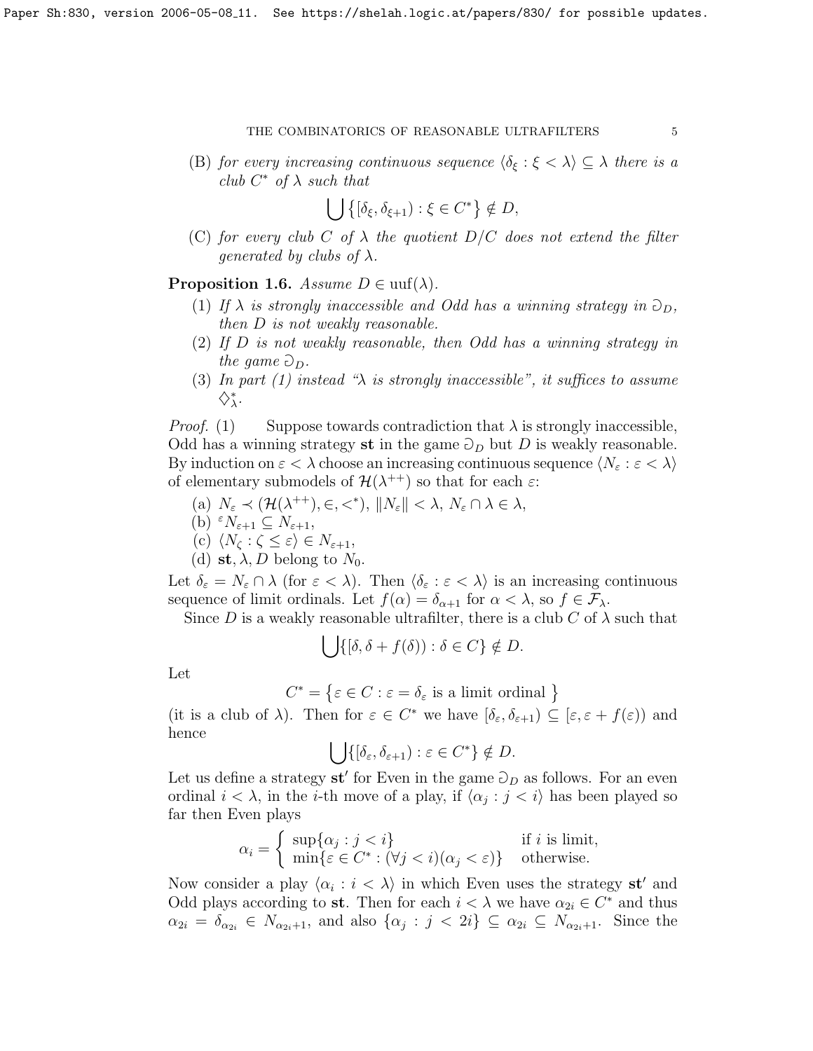(B) *for every increasing continuous sequence* $\langle \delta_\xi : \xi < \lambda \rangle \subseteq \lambda$ *there is a club* $C^*$ *of* $\lambda$ *such that*

$$\bigcup \{ [\delta_\xi, \delta_{\xi+1}) : \xi \in C^* \} \notin D,$$

(C) *for every club* $C$ *of* $\lambda$ *the quotient* $D/C$ *does not extend the filter generated by clubs of* $\lambda$.

**Proposition 1.6.** *Assume* $D \in \mathrm{uuf}(\lambda)$.

1. *If* $\lambda$ *is strongly inaccessible and Odd has a winning strategy in* $\Game_D$, *then* $D$ *is not weakly reasonable.*
2. *If* $D$ *is not weakly reasonable, then Odd has a winning strategy in the game* $\Game_D$.
3. *In part (1) instead "*$\lambda$ *is strongly inaccessible", it suffices to assume* $\diamondsuit^*_\lambda$.

*Proof.* (1) Suppose towards contradiction that $\lambda$ is strongly inaccessible, Odd has a winning strategy $\mathbf{st}$ in the game $\Game_D$ but $D$ is weakly reasonable. By induction on $\varepsilon < \lambda$ choose an increasing continuous sequence $\langle N_\varepsilon : \varepsilon < \lambda \rangle$ of elementary submodels of $\mathcal{H}(\lambda^{++})$ so that for each $\varepsilon$:

(a) $N_\varepsilon \prec (\mathcal{H}(\lambda^{++}), \in, <^*)$, $\|N_\varepsilon\| < \lambda$, $N_\varepsilon \cap \lambda \in \lambda$,
(b) ${}^\varepsilon N_{\varepsilon+1} \subseteq N_{\varepsilon+1}$,
(c) $\langle N_\zeta : \zeta \leq \varepsilon \rangle \in N_{\varepsilon+1}$,
(d) $\mathbf{st}, \lambda, D$ belong to $N_0$.

Let $\delta_\varepsilon = N_\varepsilon \cap \lambda$ (for $\varepsilon < \lambda$). Then $\langle \delta_\varepsilon : \varepsilon < \lambda \rangle$ is an increasing continuous sequence of limit ordinals. Let $f(\alpha) = \delta_{\alpha+1}$ for $\alpha < \lambda$, so $f \in \mathcal{F}_\lambda$.

Since $D$ is a weakly reasonable ultrafilter, there is a club $C$ of $\lambda$ such that

$$\bigcup \{ [\delta, \delta + f(\delta)) : \delta \in C \} \notin D.$$

Let

$$C^* = \{ \varepsilon \in C : \varepsilon = \delta_\varepsilon \text{ is a limit ordinal} \}$$

(it is a club of $\lambda$). Then for $\varepsilon \in C^*$ we have $[\delta_\varepsilon, \delta_{\varepsilon+1}) \subseteq [\varepsilon, \varepsilon + f(\varepsilon))$ and hence

$$\bigcup \{ [\delta_\varepsilon, \delta_{\varepsilon+1}) : \varepsilon \in C^* \} \notin D.$$

Let us define a strategy $\mathbf{st}'$ for Even in the game $\Game_D$ as follows. For an even ordinal $i < \lambda$, in the $i$-th move of a play, if $\langle \alpha_j : j < i \rangle$ has been played so far then Even plays

$$\alpha_i = \begin{cases} \sup\{\alpha_j : j < i\} & \text{if } i \text{ is limit,} \\ \min\{\varepsilon \in C^* : (\forall j < i)(\alpha_j < \varepsilon)\} & \text{otherwise.} \end{cases}$$

Now consider a play $\langle \alpha_i : i < \lambda \rangle$ in which Even uses the strategy $\mathbf{st}'$ and Odd plays according to $\mathbf{st}$. Then for each $i < \lambda$ we have $\alpha_{2i} \in C^*$ and thus $\alpha_{2i} = \delta_{\alpha_{2i}} \in N_{\alpha_{2i}+1}$, and also $\{\alpha_j : j < 2i\} \subseteq \alpha_{2i} \subseteq N_{\alpha_{2i}+1}$. Since the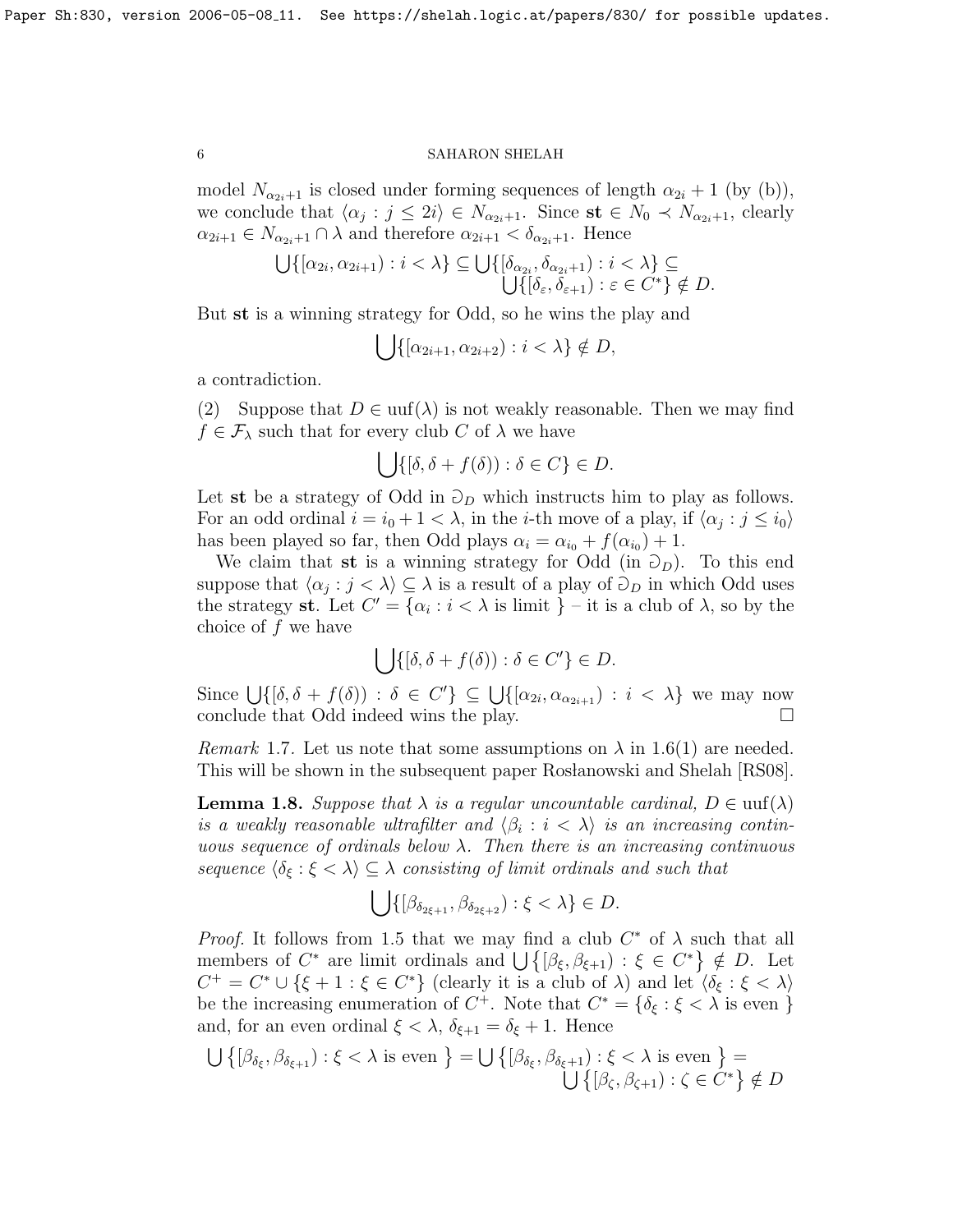model $N_{\alpha_{2i}+1}$ is closed under forming sequences of length $\alpha_{2i}+1$ (by (b)), we conclude that $\langle \alpha_j : j \le 2i \rangle \in N_{\alpha_{2i}+1}$. Since **st** $\in N_0 \prec N_{\alpha_{2i}+1}$, clearly $\alpha_{2i+1} \in N_{\alpha_{2i}+1} \cap \lambda$ and therefore $\alpha_{2i+1} < \delta_{\alpha_{2i}+1}$. Hence

$$\bigcup\{[\alpha_{2i}, \alpha_{2i+1}) : i < \lambda\} \subseteq \bigcup\{[\delta_{\alpha_{2i}}, \delta_{\alpha_{2i}+1}) : i < \lambda\} \subseteq \bigcup\{[\delta_\varepsilon, \delta_{\varepsilon+1}) : \varepsilon \in C^*\} \notin D.$$

But **st** is a winning strategy for Odd, so he wins the play and

$$\bigcup\{[\alpha_{2i+1}, \alpha_{2i+2}) : i < \lambda\} \notin D,$$

a contradiction.

(2) Suppose that $D \in \mathrm{uuf}(\lambda)$ is not weakly reasonable. Then we may find $f \in \mathcal{F}_\lambda$ such that for every club $C$ of $\lambda$ we have

$$\bigcup\{[\delta, \delta + f(\delta)) : \delta \in C\} \in D.$$

Let **st** be a strategy of Odd in $\partial_D$ which instructs him to play as follows. For an odd ordinal $i = i_0 + 1 < \lambda$, in the $i$-th move of a play, if $\langle \alpha_j : j \le i_0 \rangle$ has been played so far, then Odd plays $\alpha_i = \alpha_{i_0} + f(\alpha_{i_0}) + 1$.

We claim that **st** is a winning strategy for Odd (in $\partial_D$). To this end suppose that $\langle \alpha_j : j < \lambda \rangle \subseteq \lambda$ is a result of a play of $\partial_D$ in which Odd uses the strategy **st**. Let $C' = \{\alpha_i : i < \lambda \text{ is limit }\}$ – it is a club of $\lambda$, so by the choice of $f$ we have

$$\bigcup\{[\delta, \delta + f(\delta)) : \delta \in C'\} \in D.$$

Since $\bigcup\{[\delta, \delta + f(\delta)) : \delta \in C'\} \subseteq \bigcup\{[\alpha_{2i}, \alpha_{\alpha_{2i+1}}) : i < \lambda\}$ we may now conclude that Odd indeed wins the play. $\square$

*Remark* 1.7. Let us note that some assumptions on $\lambda$ in 1.6(1) are needed. This will be shown in the subsequent paper Rosłanowski and Shelah [RS08].

**Lemma 1.8.** *Suppose that $\lambda$ is a regular uncountable cardinal, $D \in \mathrm{uuf}(\lambda)$ is a weakly reasonable ultrafilter and $\langle \beta_i : i < \lambda \rangle$ is an increasing continuous sequence of ordinals below $\lambda$. Then there is an increasing continuous sequence $\langle \delta_\xi : \xi < \lambda \rangle \subseteq \lambda$ consisting of limit ordinals and such that*

$$\bigcup\{[\beta_{\delta_{2\xi+1}}, \beta_{\delta_{2\xi+2}}) : \xi < \lambda\} \in D.$$

*Proof.* It follows from 1.5 that we may find a club $C^*$ of $\lambda$ such that all members of $C^*$ are limit ordinals and $\bigcup\{[\beta_\xi, \beta_{\xi+1}) : \xi \in C^*\} \notin D$. Let $C^+ = C^* \cup \{\xi + 1 : \xi \in C^*\}$ (clearly it is a club of $\lambda$) and let $\langle \delta_\xi : \xi < \lambda \rangle$ be the increasing enumeration of $C^+$. Note that $C^* = \{\delta_\xi : \xi < \lambda \text{ is even }\}$ and, for an even ordinal $\xi < \lambda$, $\delta_{\xi+1} = \delta_\xi + 1$. Hence

$$\bigcup\{[\beta_{\delta_\xi}, \beta_{\delta_{\xi+1}}) : \xi < \lambda \text{ is even }\} = \bigcup\{[\beta_{\delta_\xi}, \beta_{\delta_\xi+1}) : \xi < \lambda \text{ is even }\} = \bigcup\{[\beta_\zeta, \beta_{\zeta+1}) : \zeta \in C^*\} \notin D$$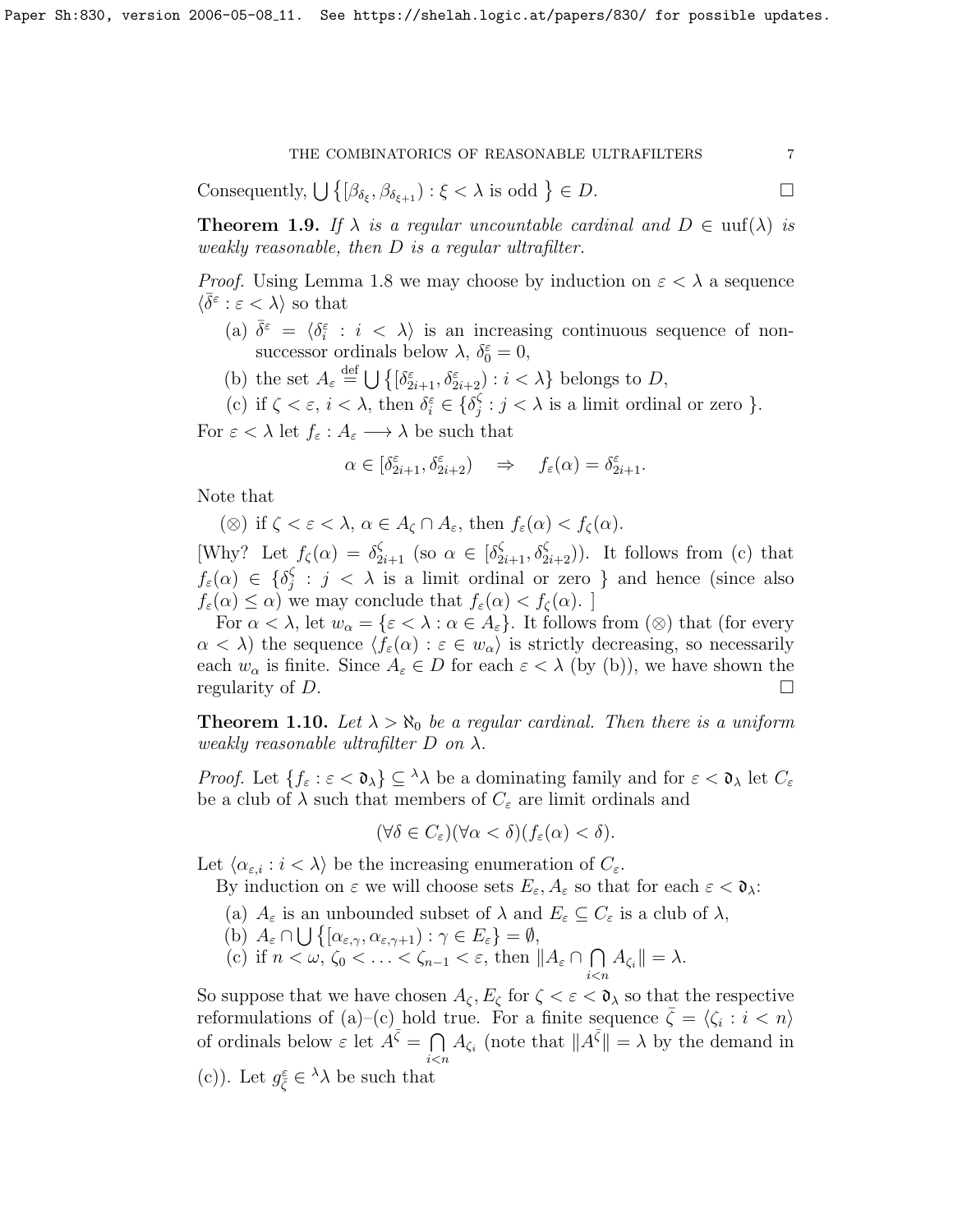Consequently, $\bigcup \{[\beta_{\delta_\xi}, \beta_{\delta_{\xi+1}}) : \xi < \lambda \text{ is odd }\} \in D$. $\square$

**Theorem 1.9.** *If $\lambda$ is a regular uncountable cardinal and $D \in \mathrm{uuf}(\lambda)$ is weakly reasonable, then $D$ is a regular ultrafilter.*

*Proof.* Using Lemma 1.8 we may choose by induction on $\varepsilon < \lambda$ a sequence $\langle \bar{\delta}^\varepsilon : \varepsilon < \lambda \rangle$ so that

- (a) $\bar{\delta}^\varepsilon = \langle \delta^\varepsilon_i : i < \lambda \rangle$ is an increasing continuous sequence of non-successor ordinals below $\lambda$, $\delta^\varepsilon_0 = 0$,
- (b) the set $A_\varepsilon \stackrel{\text{def}}{=} \bigcup \{[\delta^\varepsilon_{2i+1}, \delta^\varepsilon_{2i+2}) : i < \lambda\}$ belongs to $D$,
- (c) if $\zeta < \varepsilon$, $i < \lambda$, then $\delta^\varepsilon_i \in \{\delta^\zeta_j : j < \lambda \text{ is a limit ordinal or zero }\}$.

For $\varepsilon < \lambda$ let $f_\varepsilon : A_\varepsilon \longrightarrow \lambda$ be such that

$$\alpha \in [\delta^\varepsilon_{2i+1}, \delta^\varepsilon_{2i+2}) \quad \Rightarrow \quad f_\varepsilon(\alpha) = \delta^\varepsilon_{2i+1}.$$

Note that

- ($\otimes$) if $\zeta < \varepsilon < \lambda$, $\alpha \in A_\zeta \cap A_\varepsilon$, then $f_\varepsilon(\alpha) < f_\zeta(\alpha)$.

[Why? Let $f_\zeta(\alpha) = \delta^\zeta_{2i+1}$ (so $\alpha \in [\delta^\zeta_{2i+1}, \delta^\zeta_{2i+2})$). It follows from (c) that $f_\varepsilon(\alpha) \in \{\delta^\zeta_j : j < \lambda \text{ is a limit ordinal or zero }\}$ and hence (since also $f_\varepsilon(\alpha) \leq \alpha$) we may conclude that $f_\varepsilon(\alpha) < f_\zeta(\alpha)$. ]

For $\alpha < \lambda$, let $w_\alpha = \{\varepsilon < \lambda : \alpha \in A_\varepsilon\}$. It follows from ($\otimes$) that (for every $\alpha < \lambda$) the sequence $\langle f_\varepsilon(\alpha) : \varepsilon \in w_\alpha \rangle$ is strictly decreasing, so necessarily each $w_\alpha$ is finite. Since $A_\varepsilon \in D$ for each $\varepsilon < \lambda$ (by (b)), we have shown the regularity of $D$. $\square$

**Theorem 1.10.** *Let $\lambda > \aleph_0$ be a regular cardinal. Then there is a uniform weakly reasonable ultrafilter $D$ on $\lambda$.*

*Proof.* Let $\{f_\varepsilon : \varepsilon < \mathfrak{d}_\lambda\} \subseteq {}^\lambda\lambda$ be a dominating family and for $\varepsilon < \mathfrak{d}_\lambda$ let $C_\varepsilon$ be a club of $\lambda$ such that members of $C_\varepsilon$ are limit ordinals and

$$(\forall \delta \in C_\varepsilon)(\forall \alpha < \delta)(f_\varepsilon(\alpha) < \delta).$$

Let $\langle \alpha_{\varepsilon,i} : i < \lambda \rangle$ be the increasing enumeration of $C_\varepsilon$.

By induction on $\varepsilon$ we will choose sets $E_\varepsilon, A_\varepsilon$ so that for each $\varepsilon < \mathfrak{d}_\lambda$:

- (a) $A_\varepsilon$ is an unbounded subset of $\lambda$ and $E_\varepsilon \subseteq C_\varepsilon$ is a club of $\lambda$,
- (b) $A_\varepsilon \cap \bigcup \{[\alpha_{\varepsilon,\gamma}, \alpha_{\varepsilon,\gamma+1}) : \gamma \in E_\varepsilon\} = \emptyset$,
- (c) if $n < \omega$, $\zeta_0 < \ldots < \zeta_{n-1} < \varepsilon$, then $\|A_\varepsilon \cap \bigcap\limits_{i<n} A_{\zeta_i}\| = \lambda$.

So suppose that we have chosen $A_\zeta, E_\zeta$ for $\zeta < \varepsilon < \mathfrak{d}_\lambda$ so that the respective reformulations of (a)–(c) hold true. For a finite sequence $\bar{\zeta} = \langle \zeta_i : i < n \rangle$ of ordinals below $\varepsilon$ let $A^{\bar{\zeta}} = \bigcap\limits_{i<n} A_{\zeta_i}$ (note that $\|A^{\bar{\zeta}}\| = \lambda$ by the demand in (c)). Let $g^\varepsilon_{\bar{\zeta}} \in {}^\lambda\lambda$ be such that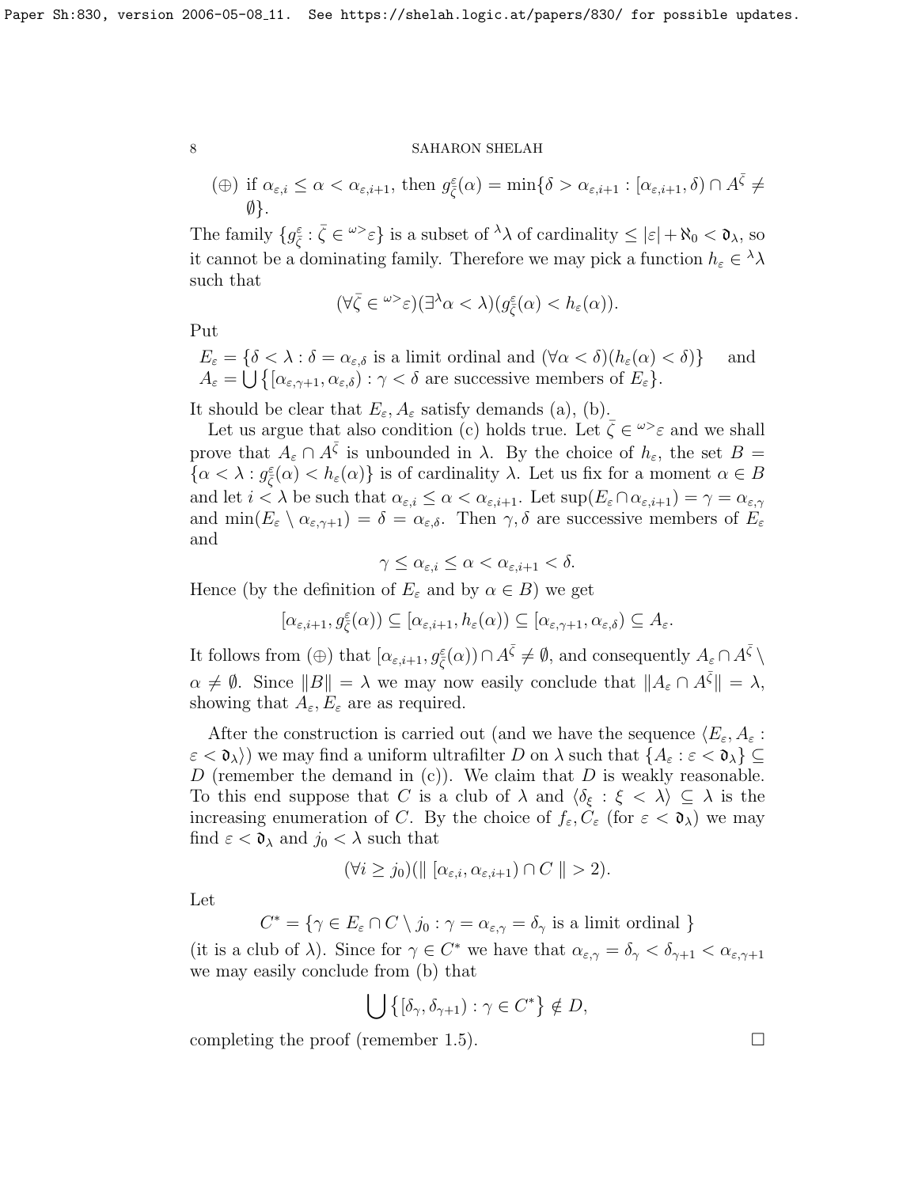($\oplus$) if $\alpha_{\varepsilon,i} \le \alpha < \alpha_{\varepsilon,i+1}$, then $g^\varepsilon_{\bar\zeta}(\alpha) = \min\{\delta > \alpha_{\varepsilon,i+1} : [\alpha_{\varepsilon,i+1}, \delta) \cap A^{\bar\zeta} \neq \emptyset\}$.

The family $\{g^\varepsilon_{\bar\zeta} : \bar\zeta \in {}^{\omega>}\varepsilon\}$ is a subset of ${}^\lambda\lambda$ of cardinality $\le |\varepsilon| + \aleph_0 < \mathfrak{d}_\lambda$, so it cannot be a dominating family. Therefore we may pick a function $h_\varepsilon \in {}^\lambda\lambda$ such that

$$(\forall \bar\zeta \in {}^{\omega>}\varepsilon)(\exists^\lambda \alpha < \lambda)(g^\varepsilon_{\bar\zeta}(\alpha) < h_\varepsilon(\alpha)).$$

Put

$E_\varepsilon = \{\delta < \lambda : \delta = \alpha_{\varepsilon,\delta}$ is a limit ordinal and $(\forall \alpha < \delta)(h_\varepsilon(\alpha) < \delta)\}$ and
$A_\varepsilon = \bigcup\{[\alpha_{\varepsilon,\gamma+1}, \alpha_{\varepsilon,\delta}) : \gamma < \delta$ are successive members of $E_\varepsilon\}$.

It should be clear that $E_\varepsilon, A_\varepsilon$ satisfy demands (a), (b).

Let us argue that also condition (c) holds true. Let $\bar\zeta \in {}^{\omega>}\varepsilon$ and we shall prove that $A_\varepsilon \cap A^{\bar\zeta}$ is unbounded in $\lambda$. By the choice of $h_\varepsilon$, the set $B = \{\alpha < \lambda : g^\varepsilon_{\bar\zeta}(\alpha) < h_\varepsilon(\alpha)\}$ is of cardinality $\lambda$. Let us fix for a moment $\alpha \in B$ and let $i < \lambda$ be such that $\alpha_{\varepsilon,i} \le \alpha < \alpha_{\varepsilon,i+1}$. Let $\sup(E_\varepsilon \cap \alpha_{\varepsilon,i+1}) = \gamma = \alpha_{\varepsilon,\gamma}$ and $\min(E_\varepsilon \setminus \alpha_{\varepsilon,\gamma+1}) = \delta = \alpha_{\varepsilon,\delta}$. Then $\gamma, \delta$ are successive members of $E_\varepsilon$ and

$$\gamma \le \alpha_{\varepsilon,i} \le \alpha < \alpha_{\varepsilon,i+1} < \delta.$$

Hence (by the definition of $E_\varepsilon$ and by $\alpha \in B$) we get

$$[\alpha_{\varepsilon,i+1}, g^\varepsilon_{\bar\zeta}(\alpha)) \subseteq [\alpha_{\varepsilon,i+1}, h_\varepsilon(\alpha)) \subseteq [\alpha_{\varepsilon,\gamma+1}, \alpha_{\varepsilon,\delta}) \subseteq A_\varepsilon.$$

It follows from ($\oplus$) that $[\alpha_{\varepsilon,i+1}, g^\varepsilon_{\bar\zeta}(\alpha)) \cap A^{\bar\zeta} \neq \emptyset$, and consequently $A_\varepsilon \cap A^{\bar\zeta} \setminus \alpha \neq \emptyset$. Since $\|B\| = \lambda$ we may now easily conclude that $\|A_\varepsilon \cap A^{\bar\zeta}\| = \lambda$, showing that $A_\varepsilon, E_\varepsilon$ are as required.

After the construction is carried out (and we have the sequence $\langle E_\varepsilon, A_\varepsilon : \varepsilon < \mathfrak{d}_\lambda\rangle$) we may find a uniform ultrafilter $D$ on $\lambda$ such that $\{A_\varepsilon : \varepsilon < \mathfrak{d}_\lambda\} \subseteq D$ (remember the demand in (c)). We claim that $D$ is weakly reasonable. To this end suppose that $C$ is a club of $\lambda$ and $\langle \delta_\xi : \xi < \lambda\rangle \subseteq \lambda$ is the increasing enumeration of $C$. By the choice of $f_\varepsilon, C_\varepsilon$ (for $\varepsilon < \mathfrak{d}_\lambda$) we may find $\varepsilon < \mathfrak{d}_\lambda$ and $j_0 < \lambda$ such that

$$(\forall i \ge j_0)(\| [\alpha_{\varepsilon,i}, \alpha_{\varepsilon,i+1}) \cap C \| > 2).$$

Let

$$C^* = \{\gamma \in E_\varepsilon \cap C \setminus j_0 : \gamma = \alpha_{\varepsilon,\gamma} = \delta_\gamma \text{ is a limit ordinal }\}$$

(it is a club of $\lambda$). Since for $\gamma \in C^*$ we have that $\alpha_{\varepsilon,\gamma} = \delta_\gamma < \delta_{\gamma+1} < \alpha_{\varepsilon,\gamma+1}$ we may easily conclude from (b) that

$$\bigcup\{[\delta_\gamma, \delta_{\gamma+1}) : \gamma \in C^*\} \notin D,$$

completing the proof (remember 1.5). $\square$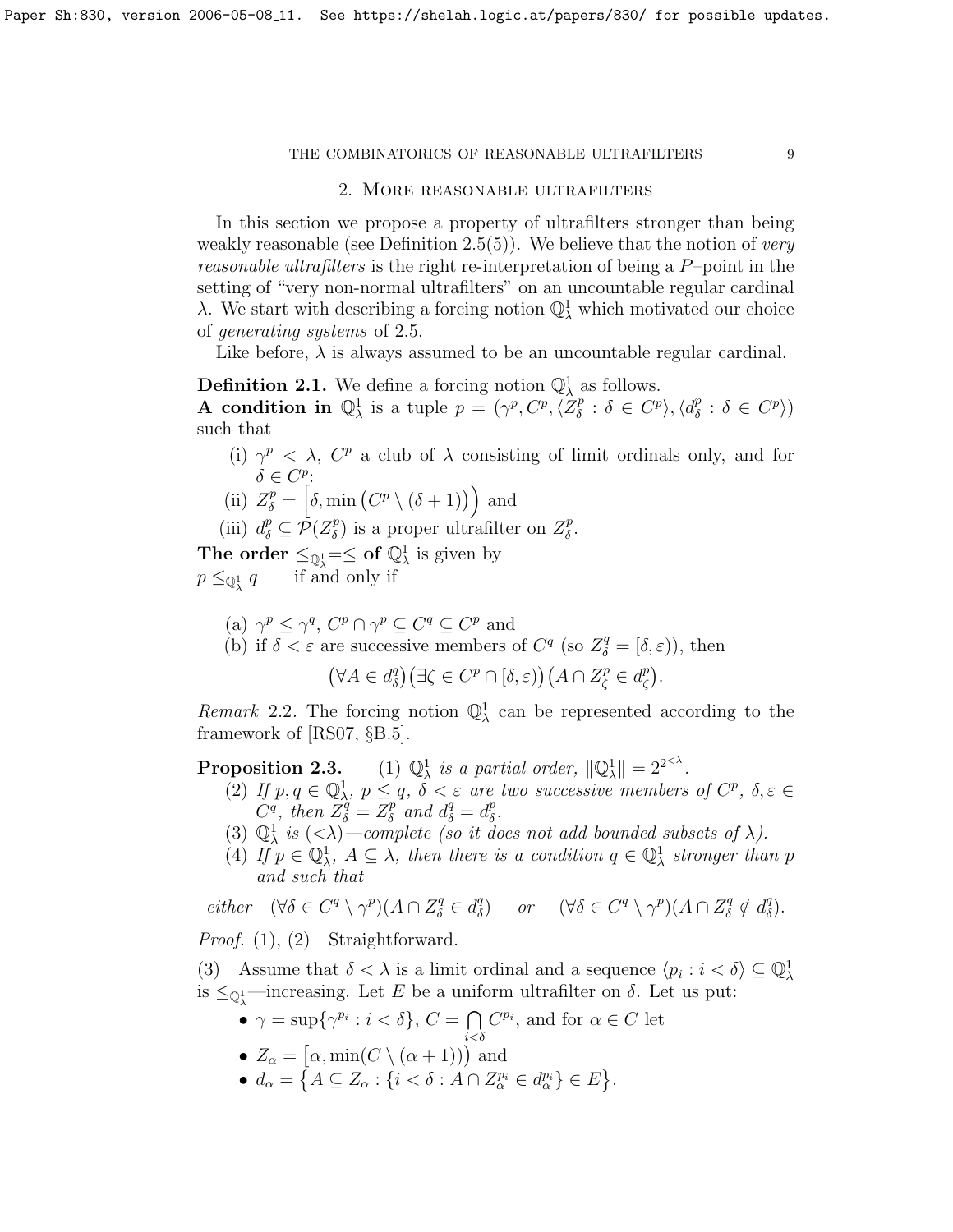## 2. More reasonable ultrafilters

In this section we propose a property of ultrafilters stronger than being weakly reasonable (see Definition 2.5(5)). We believe that the notion of *very reasonable ultrafilters* is the right re-interpretation of being a $P$–point in the setting of "very non-normal ultrafilters" on an uncountable regular cardinal $\lambda$. We start with describing a forcing notion $\mathbb{Q}^1_\lambda$ which motivated our choice of *generating systems* of 2.5.

Like before, $\lambda$ is always assumed to be an uncountable regular cardinal.

**Definition 2.1.** We define a forcing notion $\mathbb{Q}^1_\lambda$ as follows.
**A condition in** $\mathbb{Q}^1_\lambda$ is a tuple $p = (\gamma^p, C^p, \langle Z^p_\delta : \delta \in C^p\rangle, \langle d^p_\delta : \delta \in C^p\rangle)$ such that

- (i) $\gamma^p < \lambda$, $C^p$ a club of $\lambda$ consisting of limit ordinals only, and for $\delta \in C^p$:
- (ii) $Z^p_\delta = \Big[\delta, \min\big(C^p \setminus (\delta+1)\big)\Big)$ and
- (iii) $d^p_\delta \subseteq \mathcal{P}(Z^p_\delta)$ is a proper ultrafilter on $Z^p_\delta$.

**The order** $\leq_{\mathbb{Q}^1_\lambda} = \leq$ **of** $\mathbb{Q}^1_\lambda$ is given by
$p \leq_{\mathbb{Q}^1_\lambda} q$ if and only if

- (a) $\gamma^p \leq \gamma^q$, $C^p \cap \gamma^p \subseteq C^q \subseteq C^p$ and
- (b) if $\delta < \varepsilon$ are successive members of $C^q$ (so $Z^q_\delta = [\delta, \varepsilon)$), then
$$\big(\forall A \in d^q_\delta\big)\big(\exists \zeta \in C^p \cap [\delta, \varepsilon)\big)\big(A \cap Z^p_\zeta \in d^p_\zeta\big).$$

*Remark* 2.2. The forcing notion $\mathbb{Q}^1_\lambda$ can be represented according to the framework of [RS07, §B.5].

**Proposition 2.3.** (1) *$\mathbb{Q}^1_\lambda$ is a partial order, $\|\mathbb{Q}^1_\lambda\| = 2^{2^{<\lambda}}$.*

(2) *If $p, q \in \mathbb{Q}^1_\lambda$, $p \leq q$, $\delta < \varepsilon$ are two successive members of $C^p$, $\delta, \varepsilon \in C^q$, then $Z^q_\delta = Z^p_\delta$ and $d^q_\delta = d^p_\delta$.*

(3) *$\mathbb{Q}^1_\lambda$ is $(<\lambda)$—complete (so it does not add bounded subsets of $\lambda$).*

(4) *If $p \in \mathbb{Q}^1_\lambda$, $A \subseteq \lambda$, then there is a condition $q \in \mathbb{Q}^1_\lambda$ stronger than $p$ and such that*

$$\text{either} \quad (\forall \delta \in C^q \setminus \gamma^p)(A \cap Z^q_\delta \in d^q_\delta) \quad \text{or} \quad (\forall \delta \in C^q \setminus \gamma^p)(A \cap Z^q_\delta \notin d^q_\delta).$$

*Proof.* (1), (2) Straightforward.

(3) Assume that $\delta < \lambda$ is a limit ordinal and a sequence $\langle p_i : i < \delta\rangle \subseteq \mathbb{Q}^1_\lambda$ is $\leq_{\mathbb{Q}^1_\lambda}$—increasing. Let $E$ be a uniform ultrafilter on $\delta$. Let us put:

- $\gamma = \sup\{\gamma^{p_i} : i < \delta\}$, $C = \bigcap\limits_{i<\delta} C^{p_i}$, and for $\alpha \in C$ let
- $Z_\alpha = \big[\alpha, \min(C \setminus (\alpha+1))\big)$ and
- $d_\alpha = \big\{A \subseteq Z_\alpha : \{i < \delta : A \cap Z^{p_i}_\alpha \in d^{p_i}_\alpha\} \in E\big\}$.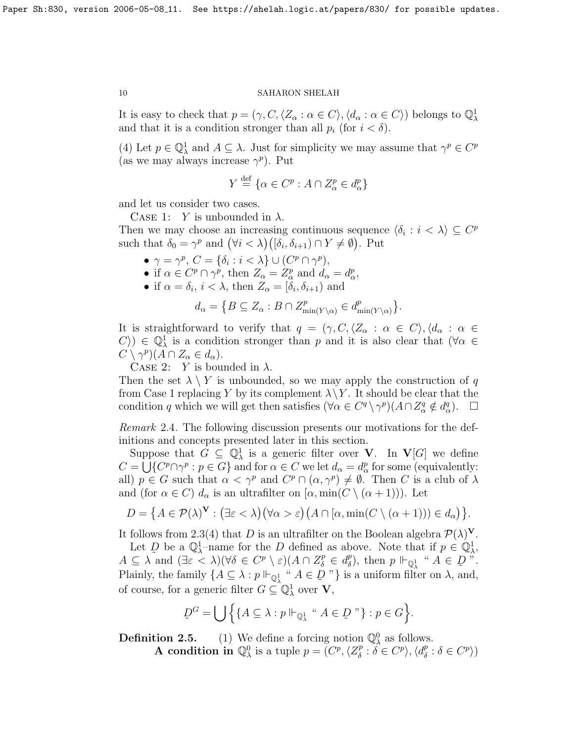It is easy to check that $p = (\gamma, C, \langle Z_\alpha : \alpha \in C\rangle, \langle d_\alpha : \alpha \in C\rangle)$ belongs to $\mathbb{Q}^1_\lambda$ and that it is a condition stronger than all $p_i$ (for $i < \delta$).

(4) Let $p \in \mathbb{Q}^1_\lambda$ and $A \subseteq \lambda$. Just for simplicity we may assume that $\gamma^p \in C^p$ (as we may always increase $\gamma^p$). Put

$$Y \stackrel{\rm def}{=} \{\alpha \in C^p : A \cap Z^p_\alpha \in d^p_\alpha\}$$

and let us consider two cases.

Case 1: $Y$ is unbounded in $\lambda$.
Then we may choose an increasing continuous sequence $\langle \delta_i : i < \lambda\rangle \subseteq C^p$ such that $\delta_0 = \gamma^p$ and $\big(\forall i < \lambda\big)\big([\delta_i, \delta_{i+1}) \cap Y \neq \emptyset\big)$. Put

- $\gamma = \gamma^p$, $C = \{\delta_i : i < \lambda\} \cup (C^p \cap \gamma^p)$,
- if $\alpha \in C^p \cap \gamma^p$, then $Z_\alpha = Z^p_\alpha$ and $d_\alpha = d^p_\alpha$,
- if $\alpha = \delta_i$, $i < \lambda$, then $Z_\alpha = [\delta_i, \delta_{i+1})$ and
$$d_\alpha = \big\{B \subseteq Z_\alpha : B \cap Z^p_{\min(Y\setminus\alpha)} \in d^p_{\min(Y\setminus\alpha)}\big\}.$$

It is straightforward to verify that $q = (\gamma, C, \langle Z_\alpha : \alpha \in C\rangle, \langle d_\alpha : \alpha \in C\rangle) \in \mathbb{Q}^1_\lambda$ is a condition stronger than $p$ and it is also clear that $(\forall \alpha \in C \setminus \gamma^p)(A \cap Z_\alpha \in d_\alpha)$.

Case 2: $Y$ is bounded in $\lambda$.
Then the set $\lambda \setminus Y$ is unbounded, so we may apply the construction of $q$ from Case 1 replacing $Y$ by its complement $\lambda\setminus Y$. It should be clear that the condition $q$ which we will get then satisfies $(\forall \alpha \in C^q \setminus \gamma^p)(A \cap Z^q_\alpha \notin d^q_\alpha)$. $\square$

*Remark* 2.4. The following discussion presents our motivations for the definitions and concepts presented later in this section.

Suppose that $G \subseteq \mathbb{Q}^1_\lambda$ is a generic filter over $\mathbf{V}$. In $\mathbf{V}[G]$ we define $C = \bigcup\{C^p \cap \gamma^p : p \in G\}$ and for $\alpha \in C$ we let $d_\alpha = d^p_\alpha$ for some (equivalently: all) $p \in G$ such that $\alpha < \gamma^p$ and $C^p \cap (\alpha, \gamma^p) \neq \emptyset$. Then $C$ is a club of $\lambda$ and (for $\alpha \in C$) $d_\alpha$ is an ultrafilter on $[\alpha, \min(C \setminus (\alpha + 1)))$. Let

$$D = \big\{A \in \mathcal{P}(\lambda)^{\mathbf{V}} : \big(\exists \varepsilon < \lambda\big)\big(\forall \alpha > \varepsilon\big)\big(A \cap [\alpha, \min(C \setminus (\alpha+1))) \in d_\alpha\big)\big\}.$$

It follows from 2.3(4) that $D$ is an ultrafilter on the Boolean algebra $\mathcal{P}(\lambda)^{\mathbf{V}}$.

Let $\underset{\sim}{D}$ be a $\mathbb{Q}^1_\lambda$–name for the $D$ defined as above. Note that if $p \in \mathbb{Q}^1_\lambda$, $A \subseteq \lambda$ and $(\exists \varepsilon < \lambda)(\forall \delta \in C^p \setminus \varepsilon)(A \cap Z^p_\delta \in d^p_\delta)$, then $p \Vdash_{\mathbb{Q}^1_\lambda}$ " $A \in \underset{\sim}{D}$ ". Plainly, the family $\{A \subseteq \lambda : p \Vdash_{\mathbb{Q}^1_\lambda}$ " $A \in \underset{\sim}{D}$ "$\}$ is a uniform filter on $\lambda$, and, of course, for a generic filter $G \subseteq \mathbb{Q}^1_\lambda$ over $\mathbf{V}$,

$$\underset{\sim}{D}^G = \bigcup\Big\{\{A \subseteq \lambda : p \Vdash_{\mathbb{Q}^1_\lambda} \text{ `` } A \in \underset{\sim}{D} \text{ ''}\} : p \in G\Big\}.$$

**Definition 2.5.** (1) We define a forcing notion $\mathbb{Q}^0_\lambda$ as follows.
**A condition in** $\mathbb{Q}^0_\lambda$ is a tuple $p = (C^p, \langle Z^p_\delta : \delta \in C^p\rangle, \langle d^p_\delta : \delta \in C^p\rangle)$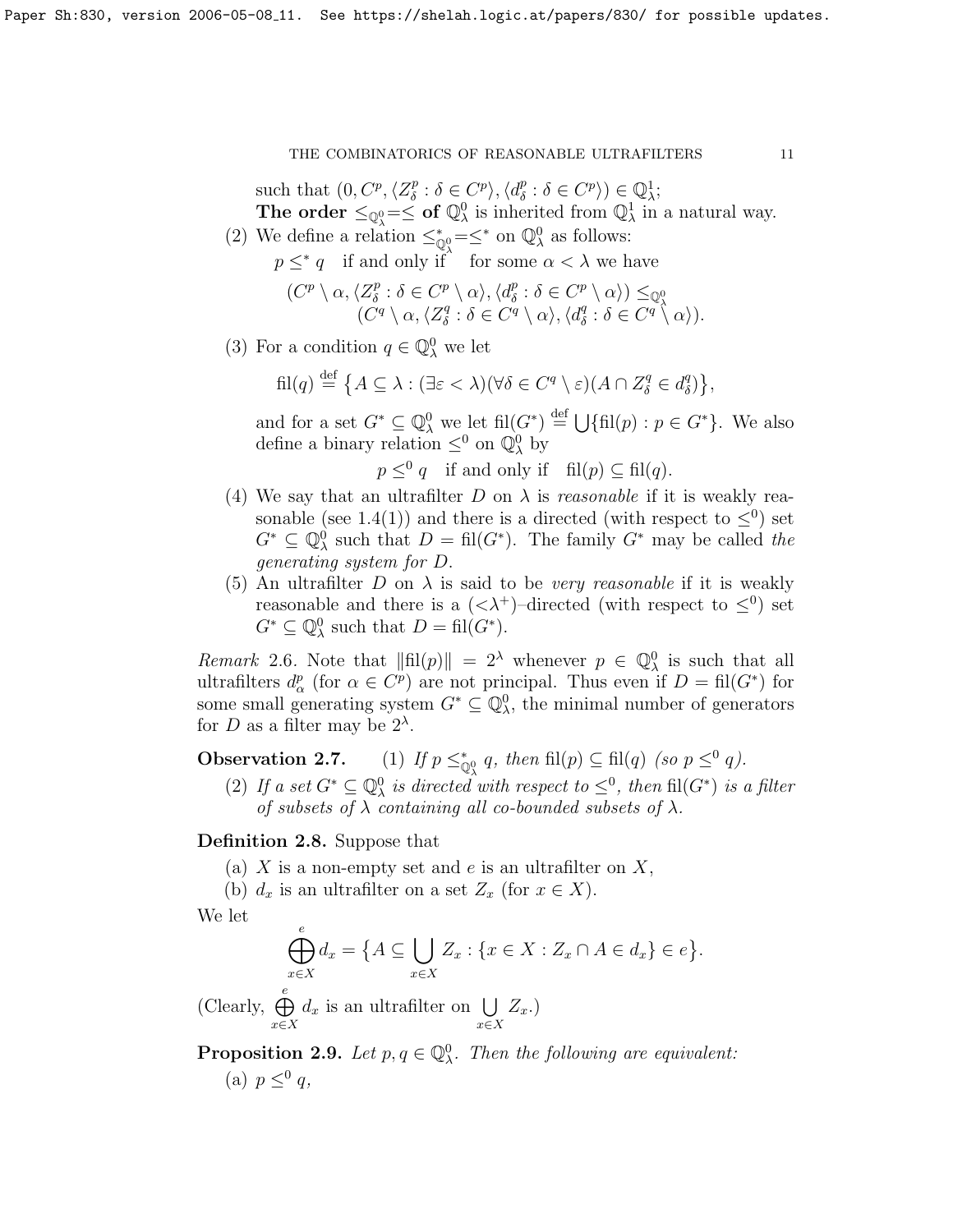such that $(0, C^p, \langle Z^p_\delta : \delta \in C^p\rangle, \langle d^p_\delta : \delta \in C^p\rangle) \in \mathbb{Q}^1_\lambda$;

**The order** $\leq_{\mathbb{Q}^0_\lambda} = \leq$ **of** $\mathbb{Q}^0_\lambda$ is inherited from $\mathbb{Q}^1_\lambda$ in a natural way.

(2) We define a relation $\leq^*_{\mathbb{Q}^0_\lambda} = \leq^*$ on $\mathbb{Q}^0_\lambda$ as follows:

$p \leq^* q$ if and only if for some $\alpha < \lambda$ we have

$$(C^p \setminus \alpha, \langle Z^p_\delta : \delta \in C^p \setminus \alpha\rangle, \langle d^p_\delta : \delta \in C^p \setminus \alpha\rangle) \leq_{\mathbb{Q}^0_\lambda} (C^q \setminus \alpha, \langle Z^q_\delta : \delta \in C^q \setminus \alpha\rangle, \langle d^q_\delta : \delta \in C^q \setminus \alpha\rangle).$$

(3) For a condition $q \in \mathbb{Q}^0_\lambda$ we let

$$\mathrm{fil}(q) \stackrel{\mathrm{def}}{=} \big\{A \subseteq \lambda : (\exists \varepsilon < \lambda)(\forall \delta \in C^q \setminus \varepsilon)(A \cap Z^q_\delta \in d^q_\delta)\big\},$$

and for a set $G^* \subseteq \mathbb{Q}^0_\lambda$ we let $\mathrm{fil}(G^*) \stackrel{\mathrm{def}}{=} \bigcup\{\mathrm{fil}(p) : p \in G^*\}$. We also define a binary relation $\leq^0$ on $\mathbb{Q}^0_\lambda$ by

$$p \leq^0 q \quad \text{if and only if} \quad \mathrm{fil}(p) \subseteq \mathrm{fil}(q).$$

(4) We say that an ultrafilter $D$ on $\lambda$ is *reasonable* if it is weakly reasonable (see 1.4(1)) and there is a directed (with respect to $\leq^0$) set $G^* \subseteq \mathbb{Q}^0_\lambda$ such that $D = \mathrm{fil}(G^*)$. The family $G^*$ may be called *the generating system for* $D$.

(5) An ultrafilter $D$ on $\lambda$ is said to be *very reasonable* if it is weakly reasonable and there is a $({<}\lambda^+)$–directed (with respect to $\leq^0$) set $G^* \subseteq \mathbb{Q}^0_\lambda$ such that $D = \mathrm{fil}(G^*)$.

*Remark* 2.6. Note that $\|\mathrm{fil}(p)\| = 2^\lambda$ whenever $p \in \mathbb{Q}^0_\lambda$ is such that all ultrafilters $d^p_\alpha$ (for $\alpha \in C^p$) are not principal. Thus even if $D = \mathrm{fil}(G^*)$ for some small generating system $G^* \subseteq \mathbb{Q}^0_\lambda$, the minimal number of generators for $D$ as a filter may be $2^\lambda$.

**Observation 2.7.** (1) *If $p \leq^*_{\mathbb{Q}^0_\lambda} q$, then $\mathrm{fil}(p) \subseteq \mathrm{fil}(q)$ (so $p \leq^0 q$).*

(2) *If a set $G^* \subseteq \mathbb{Q}^0_\lambda$ is directed with respect to $\leq^0$, then $\mathrm{fil}(G^*)$ is a filter of subsets of $\lambda$ containing all co-bounded subsets of $\lambda$.*

**Definition 2.8.** Suppose that

(a) $X$ is a non-empty set and $e$ is an ultrafilter on $X$,

(b) $d_x$ is an ultrafilter on a set $Z_x$ (for $x \in X$).

We let

$$\bigoplus^e_{x \in X} d_x = \big\{A \subseteq \bigcup_{x \in X} Z_x : \{x \in X : Z_x \cap A \in d_x\} \in e\big\}.$$

(Clearly, $\bigoplus\limits^e_{x \in X} d_x$ is an ultrafilter on $\bigcup\limits_{x \in X} Z_x$.)

**Proposition 2.9.** *Let $p, q \in \mathbb{Q}^0_\lambda$. Then the following are equivalent:*

(a) $p \leq^0 q$,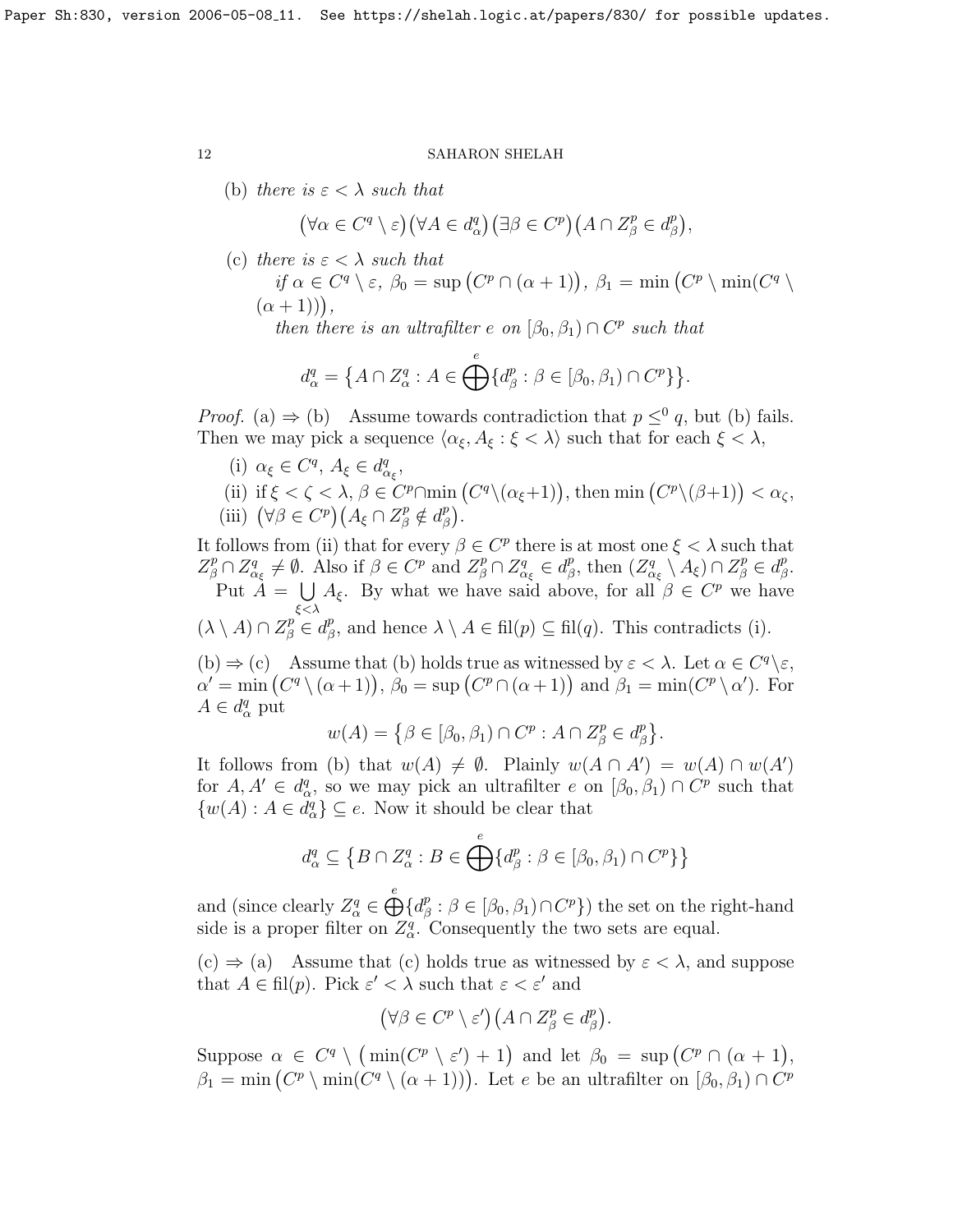(b) *there is* $\varepsilon < \lambda$ *such that*

$$\big(\forall \alpha \in C^q \setminus \varepsilon\big)\big(\forall A \in d^q_\alpha\big)\big(\exists \beta \in C^p\big)\big(A \cap Z^p_\beta \in d^p_\beta\big),$$

(c) *there is* $\varepsilon < \lambda$ *such that*
*if* $\alpha \in C^q \setminus \varepsilon$, $\beta_0 = \sup\big(C^p \cap (\alpha+1)\big)$, $\beta_1 = \min\big(C^p \setminus \min(C^q \setminus (\alpha+1))\big)$,
*then there is an ultrafilter* $e$ *on* $[\beta_0, \beta_1) \cap C^p$ *such that*

$$d^q_\alpha = \big\{A \cap Z^q_\alpha : A \in \bigoplus^e \{d^p_\beta : \beta \in [\beta_0,\beta_1) \cap C^p\}\big\}.$$

*Proof.* (a) $\Rightarrow$ (b) Assume towards contradiction that $p \leq^0 q$, but (b) fails. Then we may pick a sequence $\langle \alpha_\xi, A_\xi : \xi < \lambda\rangle$ such that for each $\xi < \lambda$,

(i) $\alpha_\xi \in C^q$, $A_\xi \in d^q_{\alpha_\xi}$,
(ii) if $\xi < \zeta < \lambda$, $\beta \in C^p \cap \min\big(C^q \setminus (\alpha_\xi+1)\big)$, then $\min\big(C^p \setminus (\beta+1)\big) < \alpha_\zeta$,
(iii) $\big(\forall \beta \in C^p\big)\big(A_\xi \cap Z^p_\beta \notin d^p_\beta\big)$.

It follows from (ii) that for every $\beta \in C^p$ there is at most one $\xi < \lambda$ such that $Z^p_\beta \cap Z^q_{\alpha_\xi} \neq \emptyset$. Also if $\beta \in C^p$ and $Z^p_\beta \cap Z^q_{\alpha_\xi} \in d^p_\beta$, then $(Z^q_{\alpha_\xi} \setminus A_\xi) \cap Z^p_\beta \in d^p_\beta$.

Put $A = \bigcup\limits_{\xi<\lambda} A_\xi$. By what we have said above, for all $\beta \in C^p$ we have $(\lambda \setminus A) \cap Z^p_\beta \in d^p_\beta$, and hence $\lambda \setminus A \in \mathrm{fil}(p) \subseteq \mathrm{fil}(q)$. This contradicts (i).

(b) $\Rightarrow$ (c) Assume that (b) holds true as witnessed by $\varepsilon < \lambda$. Let $\alpha \in C^q \setminus \varepsilon$, $\alpha' = \min\big(C^q \setminus (\alpha+1)\big)$, $\beta_0 = \sup\big(C^p \cap (\alpha+1)\big)$ and $\beta_1 = \min(C^p \setminus \alpha')$. For $A \in d^q_\alpha$ put

$$w(A) = \big\{\beta \in [\beta_0, \beta_1) \cap C^p : A \cap Z^p_\beta \in d^p_\beta\big\}.$$

It follows from (b) that $w(A) \neq \emptyset$. Plainly $w(A \cap A') = w(A) \cap w(A')$ for $A, A' \in d^q_\alpha$, so we may pick an ultrafilter $e$ on $[\beta_0,\beta_1) \cap C^p$ such that $\{w(A) : A \in d^q_\alpha\} \subseteq e$. Now it should be clear that

$$d^q_\alpha \subseteq \big\{B \cap Z^q_\alpha : B \in \bigoplus^e \{d^p_\beta : \beta \in [\beta_0,\beta_1) \cap C^p\}\big\}$$

and (since clearly $Z^q_\alpha \in \bigoplus^e \{d^p_\beta : \beta \in [\beta_0,\beta_1) \cap C^p\}$) the set on the right-hand side is a proper filter on $Z^q_\alpha$. Consequently the two sets are equal.

(c) $\Rightarrow$ (a) Assume that (c) holds true as witnessed by $\varepsilon < \lambda$, and suppose that $A \in \mathrm{fil}(p)$. Pick $\varepsilon' < \lambda$ such that $\varepsilon < \varepsilon'$ and

$$\big(\forall \beta \in C^p \setminus \varepsilon'\big)\big(A \cap Z^p_\beta \in d^p_\beta\big).$$

Suppose $\alpha \in C^q \setminus \big(\min(C^p \setminus \varepsilon') + 1\big)$ and let $\beta_0 = \sup\big(C^p \cap (\alpha+1\big)$, $\beta_1 = \min\big(C^p \setminus \min(C^q \setminus (\alpha+1))\big)$. Let $e$ be an ultrafilter on $[\beta_0,\beta_1) \cap C^p$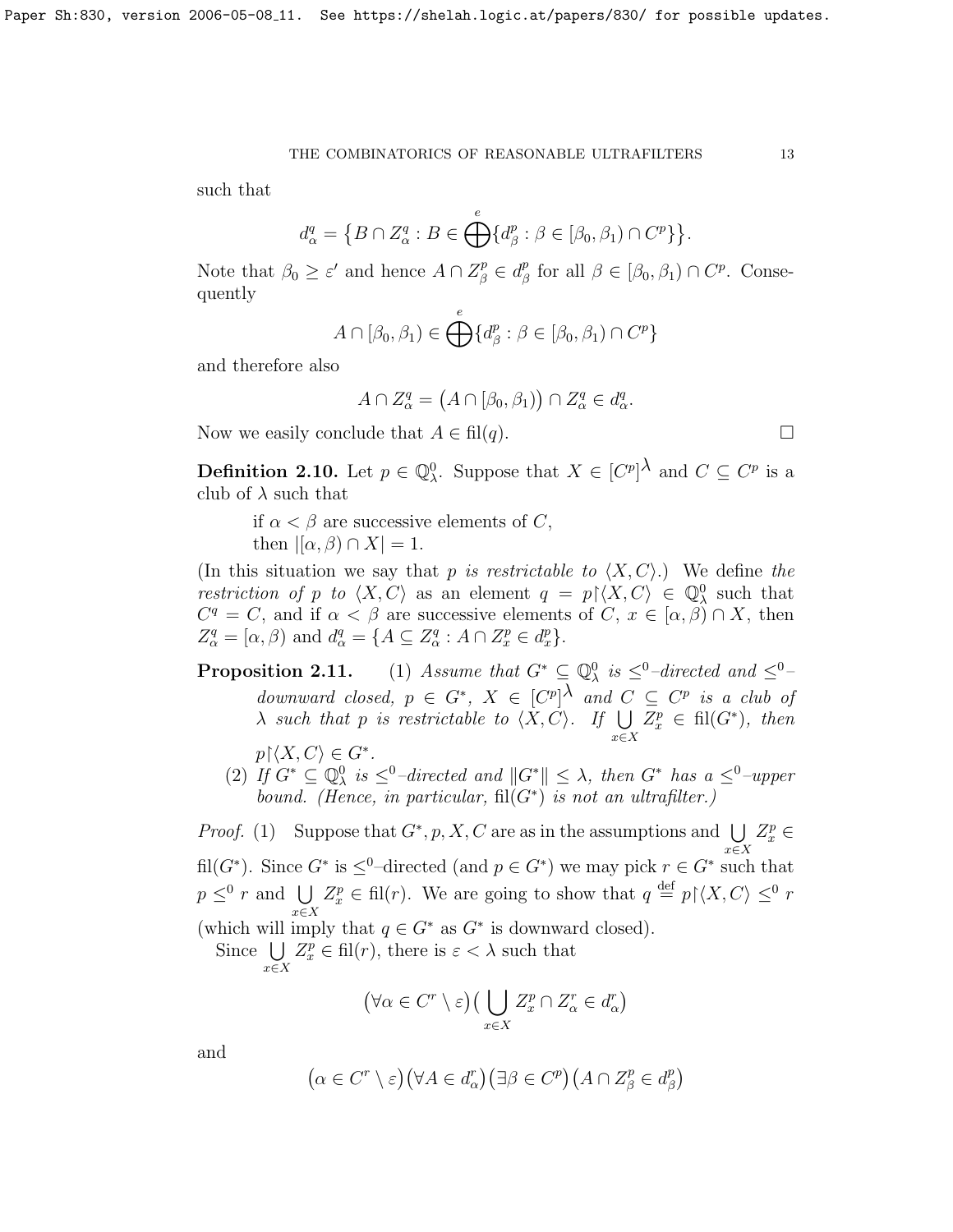such that

$$d^q_\alpha = \big\{B \cap Z^q_\alpha : B \in \bigoplus^e \{d^p_\beta : \beta \in [\beta_0, \beta_1) \cap C^p\}\big\}.$$

Note that $\beta_0 \geq \varepsilon'$ and hence $A \cap Z^p_\beta \in d^p_\beta$ for all $\beta \in [\beta_0, \beta_1) \cap C^p$. Consequently

$$A \cap [\beta_0, \beta_1) \in \bigoplus^e \{d^p_\beta : \beta \in [\beta_0, \beta_1) \cap C^p\}$$

and therefore also

$$A \cap Z^q_\alpha = \big(A \cap [\beta_0, \beta_1)\big) \cap Z^q_\alpha \in d^q_\alpha.$$

Now we easily conclude that $A \in \mathrm{fil}(q)$. $\square$

**Definition 2.10.** Let $p \in \mathbb{Q}^0_\lambda$. Suppose that $X \in [C^p]^\lambda$ and $C \subseteq C^p$ is a club of $\lambda$ such that

> if $\alpha < \beta$ are successive elements of $C$,
> then $|[\alpha, \beta) \cap X| = 1$.

(In this situation we say that *$p$ is restrictable to $\langle X, C\rangle$*.) We define *the restriction of $p$ to $\langle X, C\rangle$* as an element $q = p{\restriction}\langle X, C\rangle \in \mathbb{Q}^0_\lambda$ such that $C^q = C$, and if $\alpha < \beta$ are successive elements of $C$, $x \in [\alpha, \beta) \cap X$, then $Z^q_\alpha = [\alpha, \beta)$ and $d^q_\alpha = \{A \subseteq Z^q_\alpha : A \cap Z^p_x \in d^p_x\}$.

**Proposition 2.11.**
(1) *Assume that $G^* \subseteq \mathbb{Q}^0_\lambda$ is $\leq^0$–directed and $\leq^0$–downward closed, $p \in G^*$, $X \in [C^p]^\lambda$ and $C \subseteq C^p$ is a club of $\lambda$ such that $p$ is restrictable to $\langle X, C\rangle$. If $\bigcup\limits_{x \in X} Z^p_x \in \mathrm{fil}(G^*)$, then $p{\restriction}\langle X, C\rangle \in G^*$.*
(2) *If $G^* \subseteq \mathbb{Q}^0_\lambda$ is $\leq^0$–directed and $\|G^*\| \leq \lambda$, then $G^*$ has a $\leq^0$–upper bound. (Hence, in particular, $\mathrm{fil}(G^*)$ is not an ultrafilter.)*

*Proof.* (1) Suppose that $G^*, p, X, C$ are as in the assumptions and $\bigcup\limits_{x \in X} Z^p_x \in \mathrm{fil}(G^*)$. Since $G^*$ is $\leq^0$–directed (and $p \in G^*$) we may pick $r \in G^*$ such that $p \leq^0 r$ and $\bigcup\limits_{x \in X} Z^p_x \in \mathrm{fil}(r)$. We are going to show that $q \stackrel{\rm def}{=} p{\restriction}\langle X, C\rangle \leq^0 r$ (which will imply that $q \in G^*$ as $G^*$ is downward closed).

Since $\bigcup\limits_{x \in X} Z^p_x \in \mathrm{fil}(r)$, there is $\varepsilon < \lambda$ such that

$$\big(\forall \alpha \in C^r \setminus \varepsilon\big)\big(\bigcup_{x \in X} Z^p_x \cap Z^r_\alpha \in d^r_\alpha\big)$$

and

$$\big(\alpha \in C^r \setminus \varepsilon\big)\big(\forall A \in d^r_\alpha\big)\big(\exists \beta \in C^p\big)\big(A \cap Z^p_\beta \in d^p_\beta\big)$$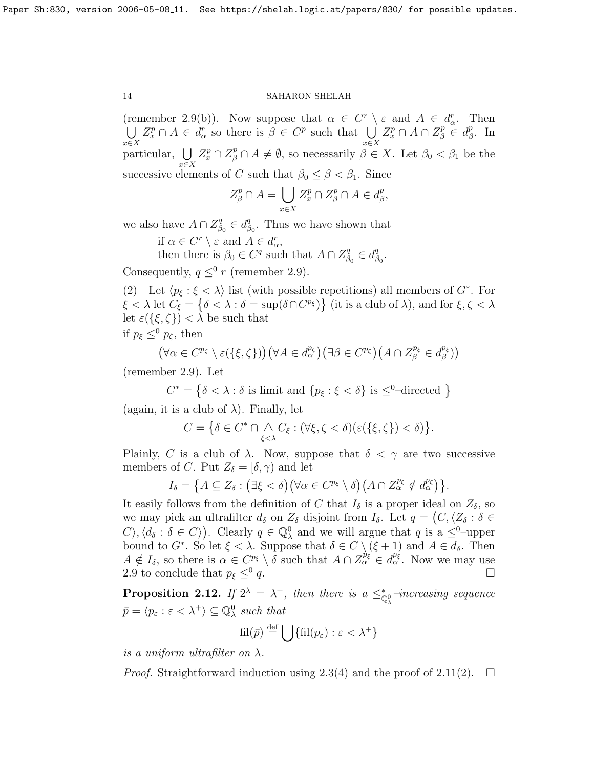(remember 2.9(b)). Now suppose that $\alpha \in C^r \setminus \varepsilon$ and $A \in d^r_\alpha$. Then $\bigcup\limits_{x\in X} Z^p_x \cap A \in d^r_\alpha$ so there is $\beta \in C^p$ such that $\bigcup\limits_{x\in X} Z^p_x \cap A \cap Z^p_\beta \in d^p_\beta$. In particular, $\bigcup\limits_{x\in X} Z^p_x \cap Z^p_\beta \cap A \neq \emptyset$, so necessarily $\beta \in X$. Let $\beta_0 < \beta_1$ be the successive elements of $C$ such that $\beta_0 \leq \beta < \beta_1$. Since

$$Z^p_\beta \cap A = \bigcup_{x\in X} Z^p_x \cap Z^p_\beta \cap A \in d^p_\beta,$$

we also have $A \cap Z^q_{\beta_0} \in d^q_{\beta_0}$. Thus we have shown that

if $\alpha \in C^r \setminus \varepsilon$ and $A \in d^r_\alpha$,
then there is $\beta_0 \in C^q$ such that $A \cap Z^q_{\beta_0} \in d^q_{\beta_0}$.

Consequently, $q \leq^0 r$ (remember 2.9).

(2) Let $\langle p_\xi : \xi < \lambda\rangle$ list (with possible repetitions) all members of $G^*$. For $\xi < \lambda$ let $C_\xi = \{\delta < \lambda : \delta = \sup(\delta \cap C^{p_\xi})\}$ (it is a club of $\lambda$), and for $\xi, \zeta < \lambda$ let $\varepsilon(\{\xi,\zeta\}) < \lambda$ be such that

if $p_\xi \leq^0 p_\zeta$, then

$$\big(\forall \alpha \in C^{p_\zeta} \setminus \varepsilon(\{\xi,\zeta\})\big)\big(\forall A \in d^{p_\zeta}_\alpha\big)\big(\exists \beta \in C^{p_\xi}\big)\big(A \cap Z^{p_\xi}_\beta \in d^{p_\xi}_\beta\big)\big)$$

(remember 2.9). Let

$$C^* = \big\{\delta < \lambda : \delta \text{ is limit and } \{p_\xi : \xi < \delta\} \text{ is } \leq^0\text{–directed }\big\}$$

(again, it is a club of $\lambda$). Finally, let

$$C = \big\{\delta \in C^* \cap \mathop{\triangle}_{\xi<\lambda} C_\xi : (\forall \xi, \zeta < \delta)(\varepsilon(\{\xi,\zeta\}) < \delta)\big\}.$$

Plainly, $C$ is a club of $\lambda$. Now, suppose that $\delta < \gamma$ are two successive members of $C$. Put $Z_\delta = [\delta, \gamma)$ and let

$$I_\delta = \big\{A \subseteq Z_\delta : \big(\exists \xi < \delta\big)\big(\forall \alpha \in C^{p_\xi} \setminus \delta\big)\big(A \cap Z^{p_\xi}_\alpha \notin d^{p_\xi}_\alpha\big)\big\}.$$

It easily follows from the definition of $C$ that $I_\delta$ is a proper ideal on $Z_\delta$, so we may pick an ultrafilter $d_\delta$ on $Z_\delta$ disjoint from $I_\delta$. Let $q = \big(C, \langle Z_\delta : \delta \in C\rangle, \langle d_\delta : \delta \in C\rangle\big)$. Clearly $q \in \mathbb{Q}^0_\lambda$ and we will argue that $q$ is a $\leq^0$–upper bound to $G^*$. So let $\xi < \lambda$. Suppose that $\delta \in C \setminus (\xi+1)$ and $A \in d_\delta$. Then $A \notin I_\delta$, so there is $\alpha \in C^{p_\xi} \setminus \delta$ such that $A \cap Z^{p_\xi}_\alpha \in d^{p_\xi}_\alpha$. Now we may use 2.9 to conclude that $p_\xi \leq^0 q$. $\square$

**Proposition 2.12.** *If $2^\lambda = \lambda^+$, then there is a $\leq^*_{\mathbb{Q}^0_\lambda}$–increasing sequence $\bar{p} = \langle p_\varepsilon : \varepsilon < \lambda^+\rangle \subseteq \mathbb{Q}^0_\lambda$ such that*

$$\mathrm{fil}(\bar{p}) \stackrel{\mathrm{def}}{=} \bigcup \{\mathrm{fil}(p_\varepsilon) : \varepsilon < \lambda^+\}$$

*is a uniform ultrafilter on $\lambda$.*

*Proof.* Straightforward induction using 2.3(4) and the proof of 2.11(2). $\square$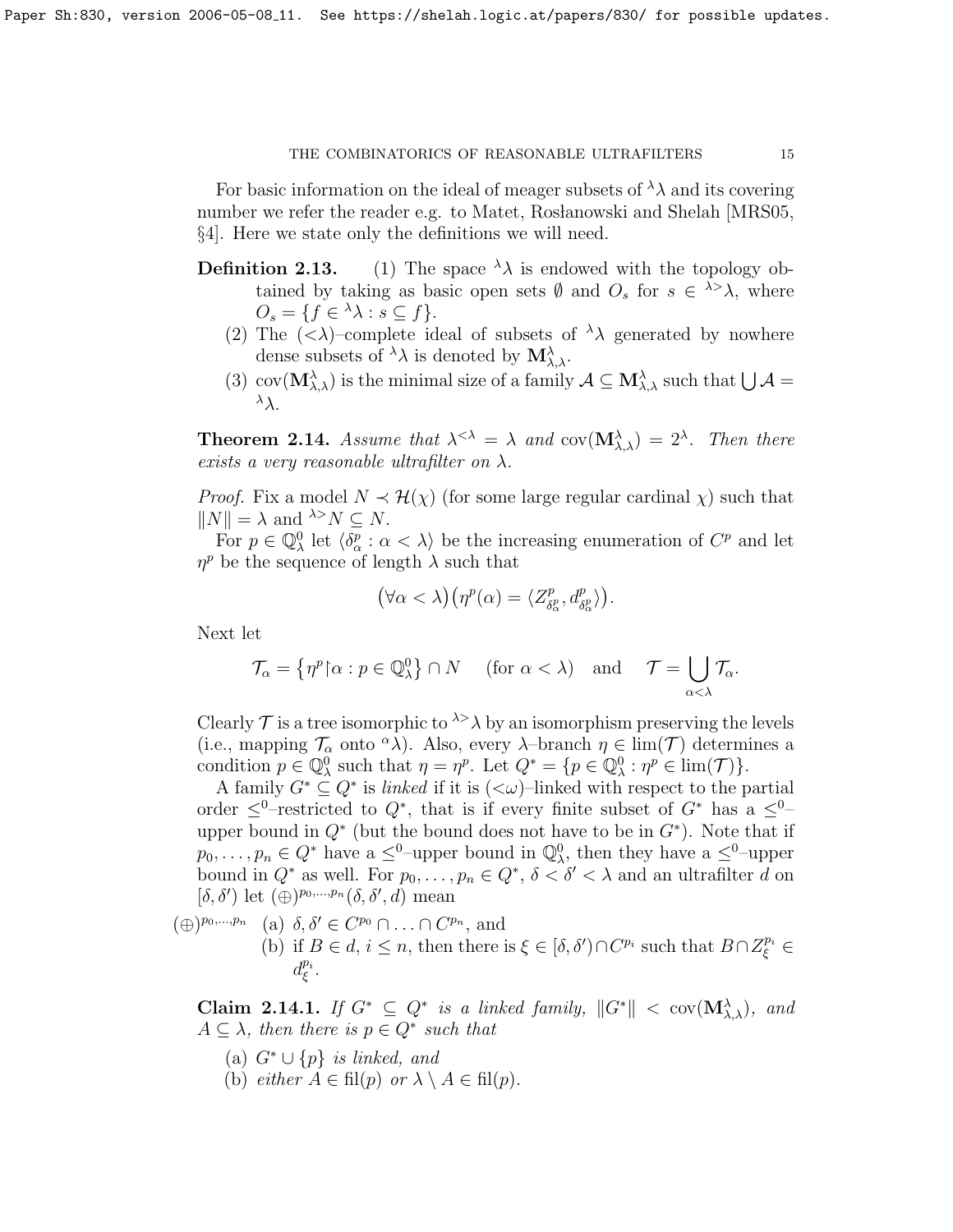For basic information on the ideal of meager subsets of ${}^\lambda\lambda$ and its covering number we refer the reader e.g. to Matet, Rosłanowski and Shelah [MRS05, §4]. Here we state only the definitions we will need.

**Definition 2.13.**

1. The space ${}^\lambda\lambda$ is endowed with the topology obtained by taking as basic open sets $\emptyset$ and $O_s$ for $s \in {}^{\lambda>}\lambda$, where $O_s = \{f \in {}^\lambda\lambda : s \subseteq f\}$.
2. The $({<}\lambda)$–complete ideal of subsets of ${}^\lambda\lambda$ generated by nowhere dense subsets of ${}^\lambda\lambda$ is denoted by $\mathbf{M}^\lambda_{\lambda,\lambda}$.
3. $\operatorname{cov}(\mathbf{M}^\lambda_{\lambda,\lambda})$ is the minimal size of a family $\mathcal{A} \subseteq \mathbf{M}^\lambda_{\lambda,\lambda}$ such that $\bigcup \mathcal{A} = {}^\lambda\lambda$.

**Theorem 2.14.** *Assume that $\lambda^{<\lambda} = \lambda$ and $\operatorname{cov}(\mathbf{M}^\lambda_{\lambda,\lambda}) = 2^\lambda$. Then there exists a very reasonable ultrafilter on $\lambda$.*

*Proof.* Fix a model $N \prec \mathcal{H}(\chi)$ (for some large regular cardinal $\chi$) such that $\|N\| = \lambda$ and ${}^{\lambda>}N \subseteq N$.

For $p \in \mathbb{Q}^0_\lambda$ let $\langle \delta^p_\alpha : \alpha < \lambda\rangle$ be the increasing enumeration of $C^p$ and let $\eta^p$ be the sequence of length $\lambda$ such that

$$\big(\forall \alpha < \lambda\big)\big(\eta^p(\alpha) = \langle Z^p_{\delta^p_\alpha}, d^p_{\delta^p_\alpha}\rangle\big).$$

Next let

$$\mathcal{T}_\alpha = \big\{\eta^p{\restriction}\alpha : p \in \mathbb{Q}^0_\lambda\big\} \cap N \quad \text{(for } \alpha < \lambda) \quad \text{and} \quad \mathcal{T} = \bigcup_{\alpha<\lambda} \mathcal{T}_\alpha.$$

Clearly $\mathcal{T}$ is a tree isomorphic to ${}^{\lambda>}\lambda$ by an isomorphism preserving the levels (i.e., mapping $\mathcal{T}_\alpha$ onto ${}^\alpha\lambda$). Also, every $\lambda$–branch $\eta \in \lim(\mathcal{T})$ determines a condition $p \in \mathbb{Q}^0_\lambda$ such that $\eta = \eta^p$. Let $Q^* = \{p \in \mathbb{Q}^0_\lambda : \eta^p \in \lim(\mathcal{T})\}$.

A family $G^* \subseteq Q^*$ is *linked* if it is $({<}\omega)$–linked with respect to the partial order $\leq^0$–restricted to $Q^*$, that is if every finite subset of $G^*$ has a $\leq^0$–upper bound in $Q^*$ (but the bound does not have to be in $G^*$). Note that if $p_0, \ldots, p_n \in Q^*$ have a $\leq^0$–upper bound in $\mathbb{Q}^0_\lambda$, then they have a $\leq^0$–upper bound in $Q^*$ as well. For $p_0, \ldots, p_n \in Q^*$, $\delta < \delta' < \lambda$ and an ultrafilter $d$ on $[\delta, \delta')$ let $(\oplus)^{p_0,\ldots,p_n}(\delta, \delta', d)$ mean

$(\oplus)^{p_0,\ldots,p_n}$
- (a) $\delta, \delta' \in C^{p_0} \cap \ldots \cap C^{p_n}$, and
- (b) if $B \in d$, $i \leq n$, then there is $\xi \in [\delta, \delta') \cap C^{p_i}$ such that $B \cap Z^{p_i}_\xi \in d^{p_i}_\xi$.

**Claim 2.14.1.** *If $G^* \subseteq Q^*$ is a linked family, $\|G^*\| < \operatorname{cov}(\mathbf{M}^\lambda_{\lambda,\lambda})$, and $A \subseteq \lambda$, then there is $p \in Q^*$ such that*

- (a) *$G^* \cup \{p\}$ is linked, and*
- (b) *either $A \in \operatorname{fil}(p)$ or $\lambda \setminus A \in \operatorname{fil}(p)$.*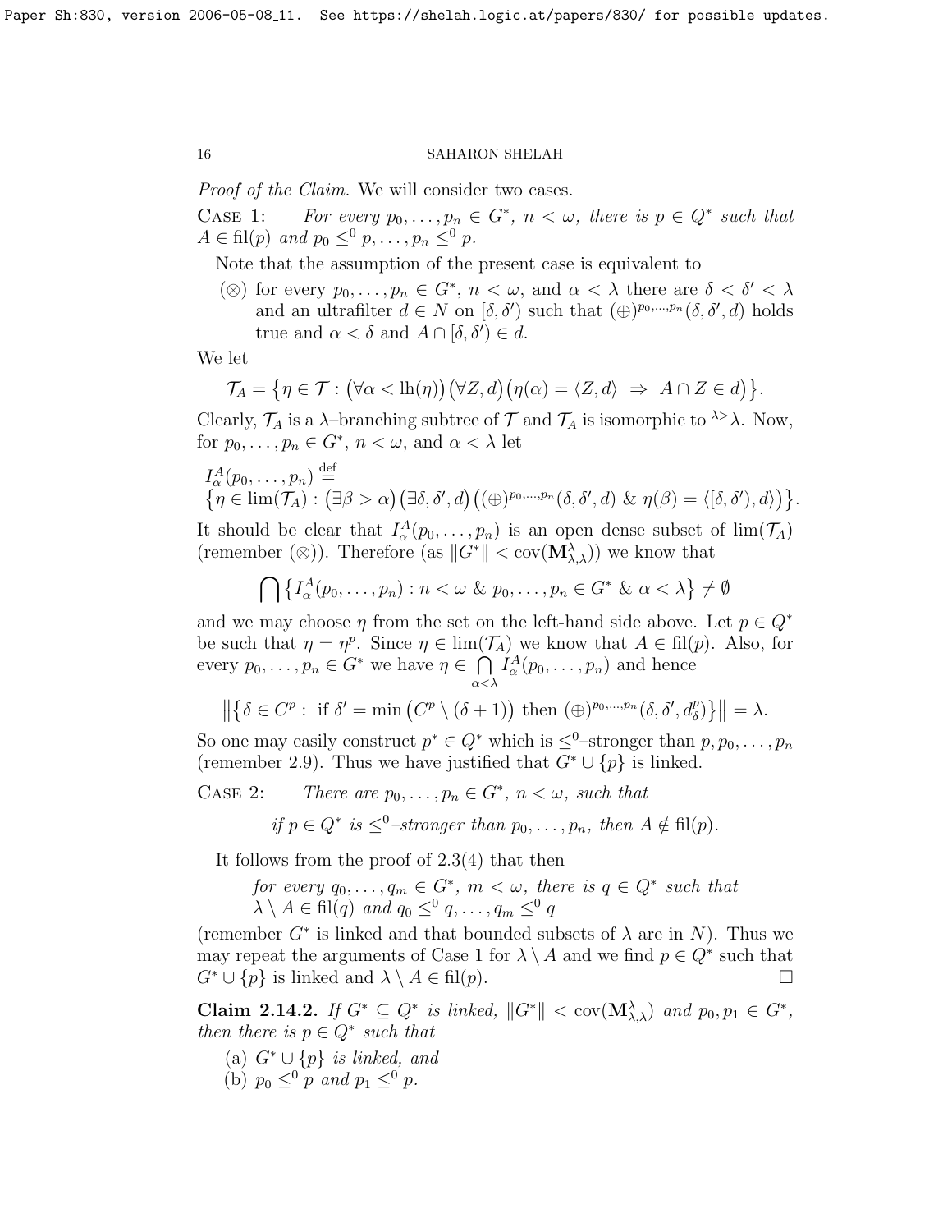*Proof of the Claim.* We will consider two cases.

Case 1: *For every $p_0,\ldots,p_n\in G^*$, $n<\omega$, there is $p\in Q^*$ such that $A\in \mathrm{fil}(p)$ and $p_0\leq^0 p,\ldots,p_n\leq^0 p$.*

Note that the assumption of the present case is equivalent to

($\otimes$) for every $p_0,\ldots,p_n\in G^*$, $n<\omega$, and $\alpha<\lambda$ there are $\delta<\delta'<\lambda$ and an ultrafilter $d\in N$ on $[\delta,\delta')$ such that $(\oplus)^{p_0,\ldots,p_n}(\delta,\delta',d)$ holds true and $\alpha<\delta$ and $A\cap[\delta,\delta')\in d$.

We let

$$\mathcal{T}_A=\big\{\eta\in\mathcal{T}:\big(\forall\alpha<\mathrm{lh}(\eta)\big)\big(\forall Z,d\big)\big(\eta(\alpha)=\langle Z,d\rangle\ \Rightarrow\ A\cap Z\in d\big)\big\}.$$

Clearly, $\mathcal{T}_A$ is a $\lambda$–branching subtree of $\mathcal{T}$ and $\mathcal{T}_A$ is isomorphic to ${}^{\lambda>}\lambda$. Now, for $p_0,\ldots,p_n\in G^*$, $n<\omega$, and $\alpha<\lambda$ let

$$I^A_\alpha(p_0,\ldots,p_n)\stackrel{\rm def}{=}\big\{\eta\in\lim(\mathcal{T}_A):\big(\exists\beta>\alpha\big)\big(\exists\delta,\delta',d\big)\big((\oplus)^{p_0,\ldots,p_n}(\delta,\delta',d)\ \&\ \eta(\beta)=\langle[\delta,\delta'),d\rangle\big)\big\}.$$

It should be clear that $I^A_\alpha(p_0,\ldots,p_n)$ is an open dense subset of $\lim(\mathcal{T}_A)$ (remember ($\otimes$)). Therefore (as $\|G^*\|<\mathrm{cov}(\mathbf{M}^\lambda_{\lambda,\lambda})$) we know that

$$\bigcap\big\{I^A_\alpha(p_0,\ldots,p_n):n<\omega\ \&\ p_0,\ldots,p_n\in G^*\ \&\ \alpha<\lambda\big\}\neq\emptyset$$

and we may choose $\eta$ from the set on the left-hand side above. Let $p\in Q^*$ be such that $\eta=\eta^p$. Since $\eta\in\lim(\mathcal{T}_A)$ we know that $A\in\mathrm{fil}(p)$. Also, for every $p_0,\ldots,p_n\in G^*$ we have $\eta\in\bigcap\limits_{\alpha<\lambda}I^A_\alpha(p_0,\ldots,p_n)$ and hence

$$\big\|\big\{\delta\in C^p:\ \text{if }\delta'=\min\big(C^p\setminus(\delta+1)\big)\text{ then }(\oplus)^{p_0,\ldots,p_n}(\delta,\delta',d^p_\delta)\big\}\big\|=\lambda.$$

So one may easily construct $p^*\in Q^*$ which is $\leq^0$–stronger than $p,p_0,\ldots,p_n$ (remember 2.9). Thus we have justified that $G^*\cup\{p\}$ is linked.

Case 2: *There are $p_0,\ldots,p_n\in G^*$, $n<\omega$, such that*

*if $p\in Q^*$ is $\leq^0$–stronger than $p_0,\ldots,p_n$, then $A\notin\mathrm{fil}(p)$.*

It follows from the proof of 2.3(4) that then

*for every $q_0,\ldots,q_m\in G^*$, $m<\omega$, there is $q\in Q^*$ such that $\lambda\setminus A\in\mathrm{fil}(q)$ and $q_0\leq^0 q,\ldots,q_m\leq^0 q$*

(remember $G^*$ is linked and that bounded subsets of $\lambda$ are in $N$). Thus we may repeat the arguments of Case 1 for $\lambda\setminus A$ and we find $p\in Q^*$ such that $G^*\cup\{p\}$ is linked and $\lambda\setminus A\in\mathrm{fil}(p)$. $\square$

**Claim 2.14.2.** *If $G^*\subseteq Q^*$ is linked, $\|G^*\|<\mathrm{cov}(\mathbf{M}^\lambda_{\lambda,\lambda})$ and $p_0,p_1\in G^*$, then there is $p\in Q^*$ such that*

(a) *$G^*\cup\{p\}$ is linked, and*
(b) *$p_0\leq^0 p$ and $p_1\leq^0 p$.*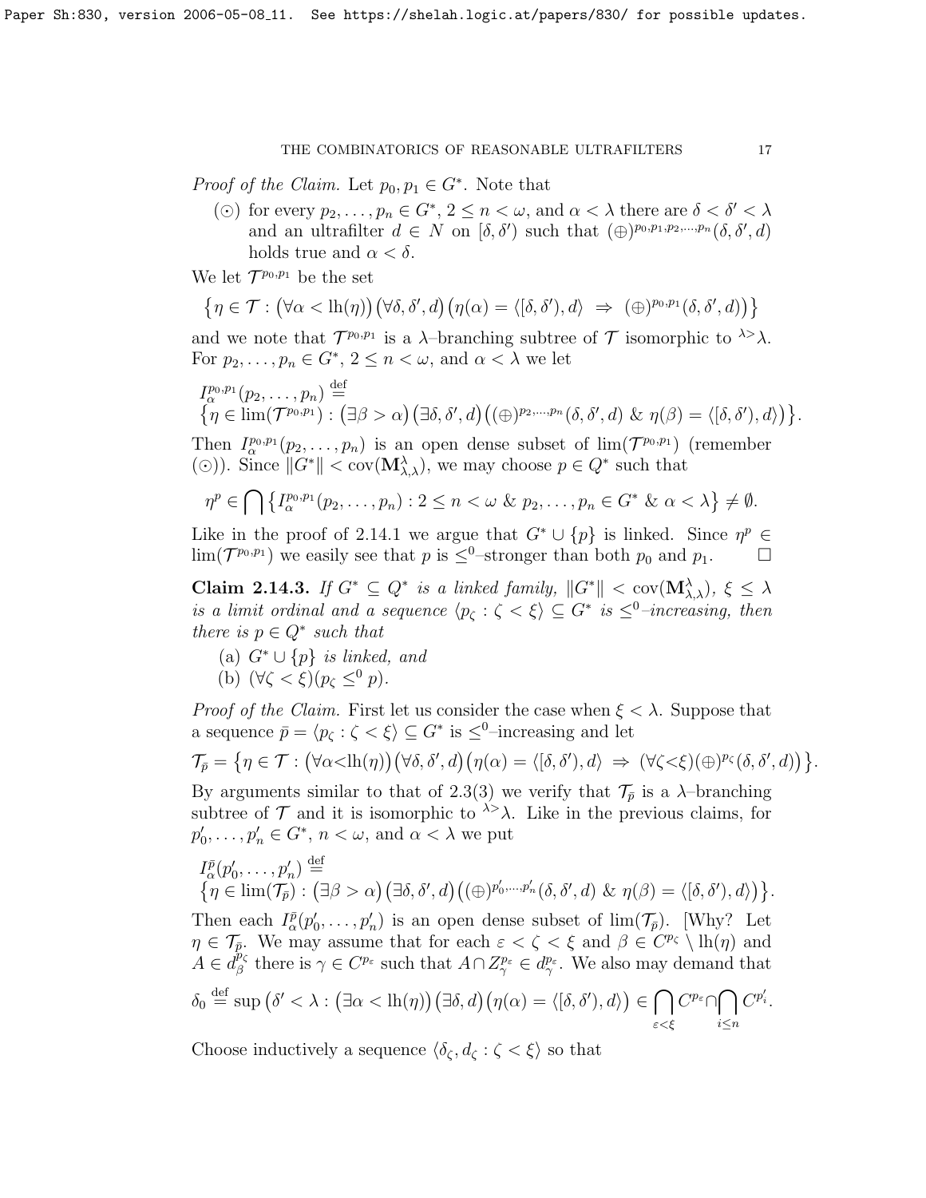*Proof of the Claim.* Let $p_0, p_1 \in G^*$. Note that

($\odot$) for every $p_2, \ldots, p_n \in G^*$, $2 \leq n < \omega$, and $\alpha < \lambda$ there are $\delta < \delta' < \lambda$ and an ultrafilter $d \in N$ on $[\delta, \delta')$ such that $(\oplus)^{p_0,p_1,p_2,\ldots,p_n}(\delta, \delta', d)$ holds true and $\alpha < \delta$.

We let $\mathcal{T}^{p_0,p_1}$ be the set

$$\big\{\eta \in \mathcal{T} : \big(\forall \alpha < \mathrm{lh}(\eta)\big)\big(\forall \delta, \delta', d\big)\big(\eta(\alpha) = \langle [\delta, \delta'), d\rangle \ \Rightarrow \ (\oplus)^{p_0,p_1}(\delta, \delta', d)\big)\big\}$$

and we note that $\mathcal{T}^{p_0,p_1}$ is a $\lambda$–branching subtree of $\mathcal{T}$ isomorphic to ${}^{\lambda>}\lambda$. For $p_2, \ldots, p_n \in G^*$, $2 \leq n < \omega$, and $\alpha < \lambda$ we let

$$I^{p_0,p_1}_\alpha(p_2, \ldots, p_n) \stackrel{\rm def}{=} \big\{\eta \in \lim(\mathcal{T}^{p_0,p_1}) : \big(\exists \beta > \alpha\big)\big(\exists \delta, \delta', d\big)\big((\oplus)^{p_2,\ldots,p_n}(\delta, \delta', d) \ \&\ \eta(\beta) = \langle [\delta, \delta'), d\rangle\big)\big\}.$$

Then $I^{p_0,p_1}_\alpha(p_2, \ldots, p_n)$ is an open dense subset of $\lim(\mathcal{T}^{p_0,p_1})$ (remember ($\odot$)). Since $\|G^*\| < \mathrm{cov}(\mathbf{M}^\lambda_{\lambda,\lambda})$, we may choose $p \in Q^*$ such that

$$\eta^p \in \bigcap \big\{I^{p_0,p_1}_\alpha(p_2, \ldots, p_n) : 2 \leq n < \omega \ \&\ p_2, \ldots, p_n \in G^* \ \&\ \alpha < \lambda\big\} \neq \emptyset.$$

Like in the proof of 2.14.1 we argue that $G^* \cup \{p\}$ is linked. Since $\eta^p \in \lim(\mathcal{T}^{p_0,p_1})$ we easily see that $p$ is $\leq^0$–stronger than both $p_0$ and $p_1$. $\square$

**Claim 2.14.3.** *If $G^* \subseteq Q^*$ is a linked family, $\|G^*\| < \mathrm{cov}(\mathbf{M}^\lambda_{\lambda,\lambda})$, $\xi \leq \lambda$ is a limit ordinal and a sequence $\langle p_\zeta : \zeta < \xi\rangle \subseteq G^*$ is $\leq^0$–increasing, then there is $p \in Q^*$ such that*

(a) *$G^* \cup \{p\}$ is linked, and*

(b) *$(\forall \zeta < \xi)(p_\zeta \leq^0 p)$.*

*Proof of the Claim.* First let us consider the case when $\xi < \lambda$. Suppose that a sequence $\bar{p} = \langle p_\zeta : \zeta < \xi\rangle \subseteq G^*$ is $\leq^0$–increasing and let

$$\mathcal{T}_{\bar{p}} = \big\{\eta \in \mathcal{T} : \big(\forall \alpha{<}\mathrm{lh}(\eta)\big)\big(\forall \delta, \delta', d\big)\big(\eta(\alpha) = \langle [\delta, \delta'), d\rangle \ \Rightarrow \ (\forall \zeta{<}\xi)(\oplus)^{p_\zeta}(\delta, \delta', d)\big)\big\}.$$

By arguments similar to that of 2.3(3) we verify that $\mathcal{T}_{\bar{p}}$ is a $\lambda$–branching subtree of $\mathcal{T}$ and it is isomorphic to ${}^{\lambda>}\lambda$. Like in the previous claims, for $p'_0, \ldots, p'_n \in G^*$, $n < \omega$, and $\alpha < \lambda$ we put

$$I^{\bar{p}}_\alpha(p'_0, \ldots, p'_n) \stackrel{\rm def}{=} \big\{\eta \in \lim(\mathcal{T}_{\bar{p}}) : \big(\exists \beta > \alpha\big)\big(\exists \delta, \delta', d\big)\big((\oplus)^{p'_0,\ldots,p'_n}(\delta, \delta', d) \ \&\ \eta(\beta) = \langle [\delta, \delta'), d\rangle\big)\big\}.$$

Then each $I^{\bar{p}}_\alpha(p'_0, \ldots, p'_n)$ is an open dense subset of $\lim(\mathcal{T}_{\bar{p}})$. [Why? Let $\eta \in \mathcal{T}_{\bar{p}}$. We may assume that for each $\varepsilon < \zeta < \xi$ and $\beta \in C^{p_\zeta} \setminus \mathrm{lh}(\eta)$ and $A \in d^{p_\zeta}_\beta$ there is $\gamma \in C^{p_\varepsilon}$ such that $A \cap Z^{p_\varepsilon}_\gamma \in d^{p_\varepsilon}_\gamma$. We also may demand that

$$\delta_0 \stackrel{\rm def}{=} \sup\big(\delta' < \lambda : \big(\exists \alpha < \mathrm{lh}(\eta)\big)\big(\exists \delta, d\big)\big(\eta(\alpha) = \langle [\delta, \delta'), d\rangle\big) \in \bigcap_{\varepsilon<\xi} C^{p_\varepsilon} \cap \bigcap_{i\leq n} C^{p'_i}.$$

Choose inductively a sequence $\langle \delta_\zeta, d_\zeta : \zeta < \xi\rangle$ so that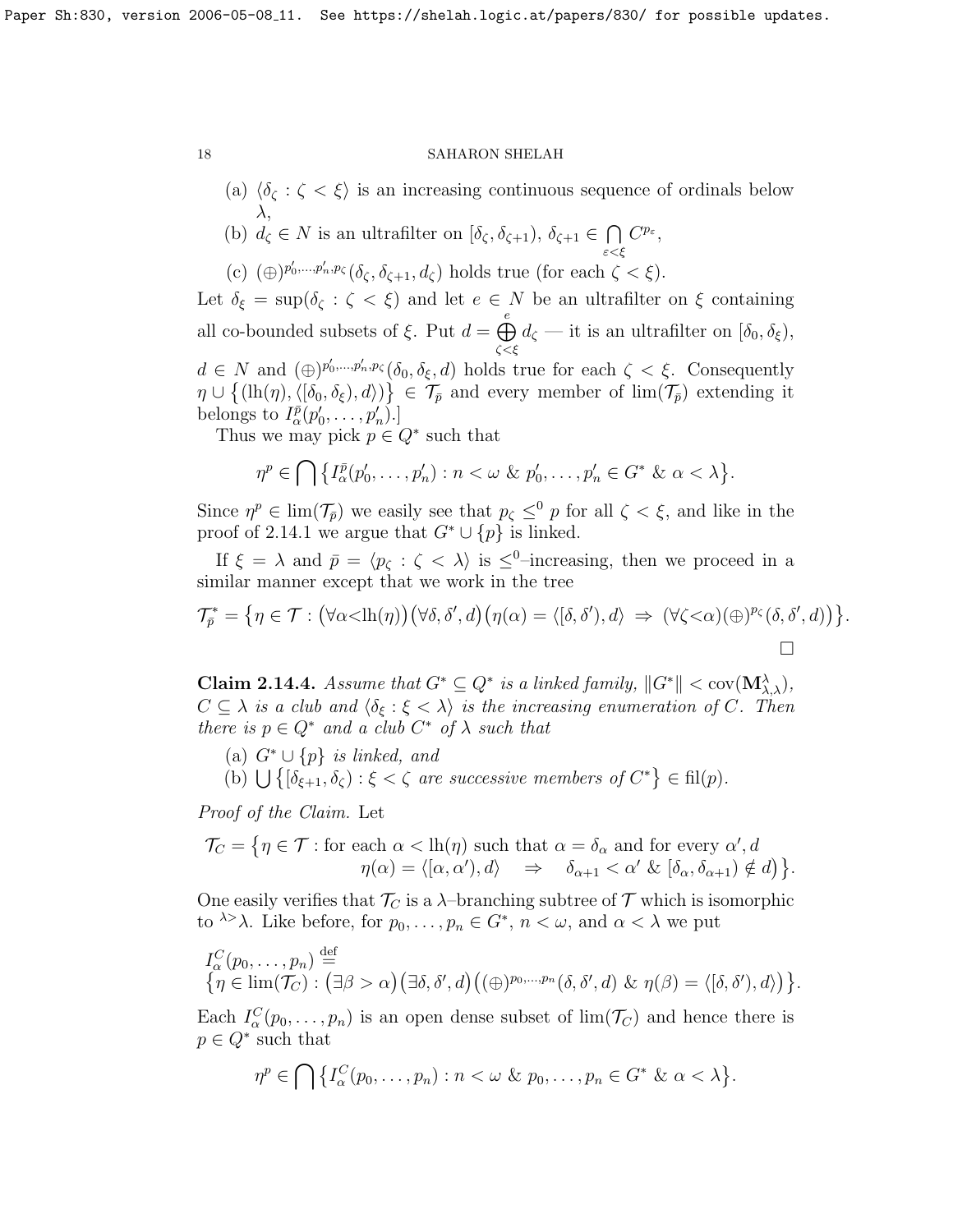(a) $\langle \delta_\zeta : \zeta < \xi \rangle$ is an increasing continuous sequence of ordinals below $\lambda$,

(b) $d_\zeta \in N$ is an ultrafilter on $[\delta_\zeta, \delta_{\zeta+1})$, $\delta_{\zeta+1} \in \bigcap\limits_{\varepsilon<\xi} C^{p_\varepsilon}$,

(c) $(\oplus)^{p'_0,\ldots,p'_n,p_\zeta}(\delta_\zeta, \delta_{\zeta+1}, d_\zeta)$ holds true (for each $\zeta < \xi$).

Let $\delta_\xi = \sup(\delta_\zeta : \zeta < \xi)$ and let $e \in N$ be an ultrafilter on $\xi$ containing all co-bounded subsets of $\xi$. Put $d = \bigoplus\limits_{\zeta<\xi}^{e} d_\zeta$ — it is an ultrafilter on $[\delta_0, \delta_\xi)$, $d \in N$ and $(\oplus)^{p'_0,\ldots,p'_n,p_\zeta}(\delta_0, \delta_\xi, d)$ holds true for each $\zeta < \xi$. Consequently $\eta \cup \big\{(\mathrm{lh}(\eta), \langle [\delta_0, \delta_\xi), d\rangle)\big\} \in \mathcal{T}_{\bar{p}}$ and every member of $\lim(\mathcal{T}_{\bar{p}})$ extending it belongs to $I^{\bar{p}}_\alpha(p'_0, \ldots, p'_n)$.]

Thus we may pick $p \in Q^*$ such that

$$\eta^p \in \bigcap \big\{ I^{\bar{p}}_\alpha(p'_0, \ldots, p'_n) : n < \omega \ \&\ p'_0, \ldots, p'_n \in G^* \ \&\ \alpha < \lambda \big\}.$$

Since $\eta^p \in \lim(\mathcal{T}_{\bar{p}})$ we easily see that $p_\zeta \leq^0 p$ for all $\zeta < \xi$, and like in the proof of 2.14.1 we argue that $G^* \cup \{p\}$ is linked.

If $\xi = \lambda$ and $\bar{p} = \langle p_\zeta : \zeta < \lambda \rangle$ is $\leq^0$–increasing, then we proceed in a similar manner except that we work in the tree

$$\mathcal{T}^*_{\bar{p}} = \big\{ \eta \in \mathcal{T} : \big(\forall \alpha < \mathrm{lh}(\eta)\big)\big(\forall \delta, \delta', d\big)\big(\eta(\alpha) = \langle [\delta, \delta'), d\rangle \ \Rightarrow\ (\forall \zeta < \alpha)(\oplus)^{p_\zeta}(\delta, \delta', d)\big)\big\}.$$

$\square$

**Claim 2.14.4.** *Assume that $G^* \subseteq Q^*$ is a linked family, $\|G^*\| < \mathrm{cov}(\mathbf{M}^\lambda_{\lambda,\lambda})$, $C \subseteq \lambda$ is a club and $\langle \delta_\xi : \xi < \lambda \rangle$ is the increasing enumeration of $C$. Then there is $p \in Q^*$ and a club $C^*$ of $\lambda$ such that*

(a) *$G^* \cup \{p\}$ is linked, and*

(b) *$\bigcup \big\{ [\delta_{\xi+1}, \delta_\zeta) : \xi < \zeta$ are successive members of $C^* \big\} \in \mathrm{fil}(p)$.*

*Proof of the Claim.* Let

$$\mathcal{T}_C = \big\{ \eta \in \mathcal{T} : \text{for each } \alpha < \mathrm{lh}(\eta) \text{ such that } \alpha = \delta_\alpha \text{ and for every } \alpha', d \\ \eta(\alpha) = \langle [\alpha, \alpha'), d\rangle \quad \Rightarrow \quad \delta_{\alpha+1} < \alpha' \ \&\ [\delta_\alpha, \delta_{\alpha+1}) \notin d \big\}.$$

One easily verifies that $\mathcal{T}_C$ is a $\lambda$–branching subtree of $\mathcal{T}$ which is isomorphic to ${}^{\lambda>}\lambda$. Like before, for $p_0, \ldots, p_n \in G^*$, $n < \omega$, and $\alpha < \lambda$ we put

$$I^C_\alpha(p_0, \ldots, p_n) \stackrel{\mathrm{def}}{=} \\ \big\{ \eta \in \lim(\mathcal{T}_C) : \big(\exists \beta > \alpha\big)\big(\exists \delta, \delta', d\big)\big((\oplus)^{p_0,\ldots,p_n}(\delta, \delta', d) \ \&\ \eta(\beta) = \langle [\delta, \delta'), d\rangle\big) \big\}.$$

Each $I^C_\alpha(p_0, \ldots, p_n)$ is an open dense subset of $\lim(\mathcal{T}_C)$ and hence there is $p \in Q^*$ such that

$$\eta^p \in \bigcap \big\{ I^C_\alpha(p_0, \ldots, p_n) : n < \omega \ \&\ p_0, \ldots, p_n \in G^* \ \&\ \alpha < \lambda \big\}.$$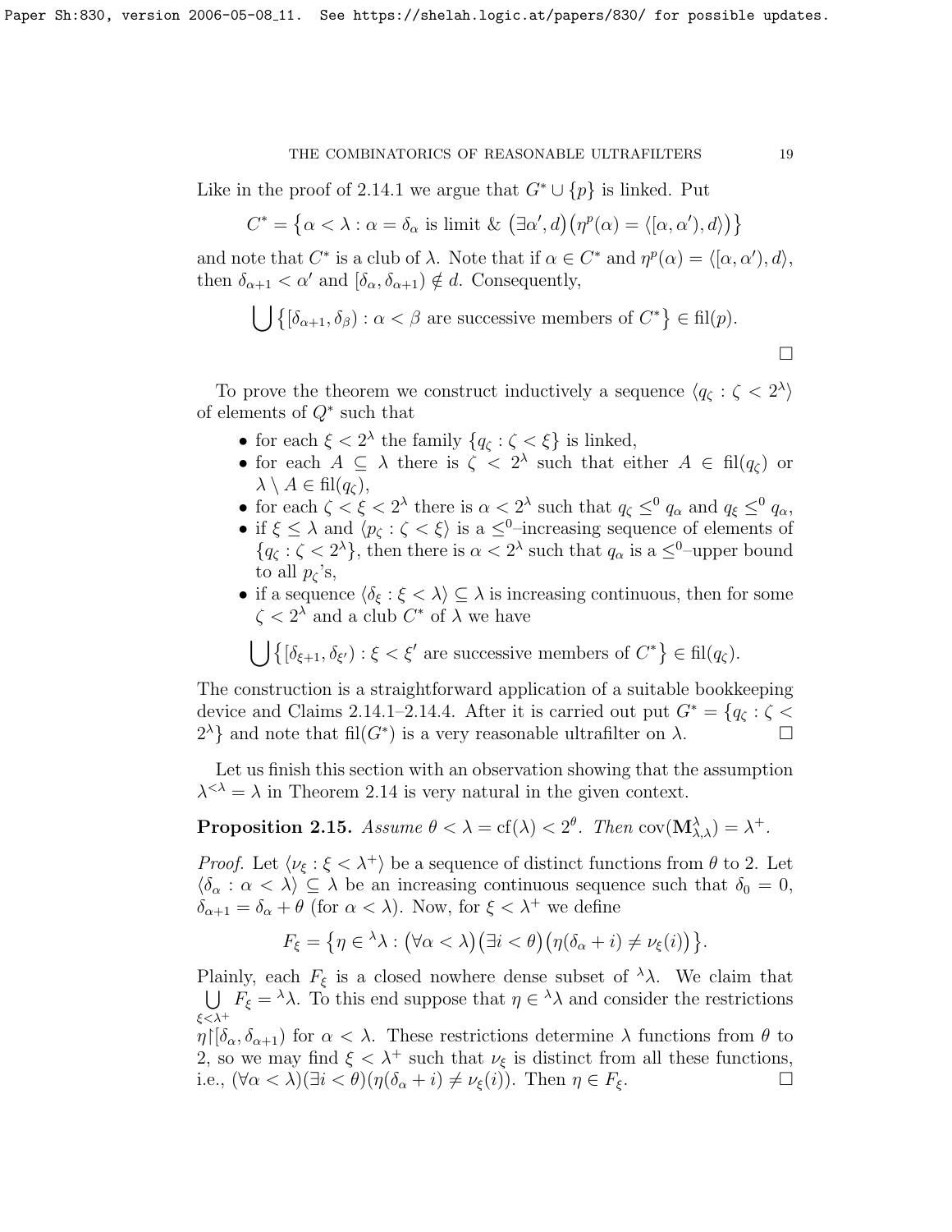Like in the proof of 2.14.1 we argue that $G^* \cup \{p\}$ is linked. Put

$$C^* = \big\{\alpha < \lambda : \alpha = \delta_\alpha \text{ is limit } \& \ \big(\exists \alpha', d\big)\big(\eta^p(\alpha) = \langle [\alpha, \alpha'), d\rangle\big)\big\}$$

and note that $C^*$ is a club of $\lambda$. Note that if $\alpha \in C^*$ and $\eta^p(\alpha) = \langle [\alpha, \alpha'), d\rangle$, then $\delta_{\alpha+1} < \alpha'$ and $[\delta_\alpha, \delta_{\alpha+1}) \notin d$. Consequently,

$$\bigcup \big\{[\delta_{\alpha+1}, \delta_\beta) : \alpha < \beta \text{ are successive members of } C^*\big\} \in \mathrm{fil}(p).$$

$\square$

To prove the theorem we construct inductively a sequence $\langle q_\zeta : \zeta < 2^\lambda\rangle$ of elements of $Q^*$ such that

- for each $\xi < 2^\lambda$ the family $\{q_\zeta : \zeta < \xi\}$ is linked,
- for each $A \subseteq \lambda$ there is $\zeta < 2^\lambda$ such that either $A \in \mathrm{fil}(q_\zeta)$ or $\lambda \setminus A \in \mathrm{fil}(q_\zeta)$,
- for each $\zeta < \xi < 2^\lambda$ there is $\alpha < 2^\lambda$ such that $q_\zeta \leq^0 q_\alpha$ and $q_\xi \leq^0 q_\alpha$,
- if $\xi \leq \lambda$ and $\langle p_\zeta : \zeta < \xi\rangle$ is a $\leq^0$–increasing sequence of elements of $\{q_\zeta : \zeta < 2^\lambda\}$, then there is $\alpha < 2^\lambda$ such that $q_\alpha$ is a $\leq^0$–upper bound to all $p_\zeta$'s,
- if a sequence $\langle \delta_\xi : \xi < \lambda\rangle \subseteq \lambda$ is increasing continuous, then for some $\zeta < 2^\lambda$ and a club $C^*$ of $\lambda$ we have

$$\bigcup \big\{[\delta_{\xi+1}, \delta_{\xi'}) : \xi < \xi' \text{ are successive members of } C^*\big\} \in \mathrm{fil}(q_\zeta).$$

The construction is a straightforward application of a suitable bookkeeping device and Claims 2.14.1–2.14.4. After it is carried out put $G^* = \{q_\zeta : \zeta < 2^\lambda\}$ and note that $\mathrm{fil}(G^*)$ is a very reasonable ultrafilter on $\lambda$. $\square$

Let us finish this section with an observation showing that the assumption $\lambda^{<\lambda} = \lambda$ in Theorem 2.14 is very natural in the given context.

**Proposition 2.15.** *Assume $\theta < \lambda = \mathrm{cf}(\lambda) < 2^\theta$. Then $\mathrm{cov}(\mathbf{M}^\lambda_{\lambda,\lambda}) = \lambda^+$.*

*Proof.* Let $\langle \nu_\xi : \xi < \lambda^+\rangle$ be a sequence of distinct functions from $\theta$ to 2. Let $\langle \delta_\alpha : \alpha < \lambda\rangle \subseteq \lambda$ be an increasing continuous sequence such that $\delta_0 = 0$, $\delta_{\alpha+1} = \delta_\alpha + \theta$ (for $\alpha < \lambda$). Now, for $\xi < \lambda^+$ we define

$$F_\xi = \big\{\eta \in {}^\lambda\lambda : \big(\forall \alpha < \lambda\big)\big(\exists i < \theta\big)\big(\eta(\delta_\alpha + i) \neq \nu_\xi(i)\big)\big\}.$$

Plainly, each $F_\xi$ is a closed nowhere dense subset of ${}^\lambda\lambda$. We claim that $\bigcup\limits_{\xi<\lambda^+} F_\xi = {}^\lambda\lambda$. To this end suppose that $\eta \in {}^\lambda\lambda$ and consider the restrictions $\eta{\restriction}[\delta_\alpha, \delta_{\alpha+1})$ for $\alpha < \lambda$. These restrictions determine $\lambda$ functions from $\theta$ to 2, so we may find $\xi < \lambda^+$ such that $\nu_\xi$ is distinct from all these functions, i.e., $(\forall \alpha < \lambda)(\exists i < \theta)(\eta(\delta_\alpha + i) \neq \nu_\xi(i))$. Then $\eta \in F_\xi$. $\square$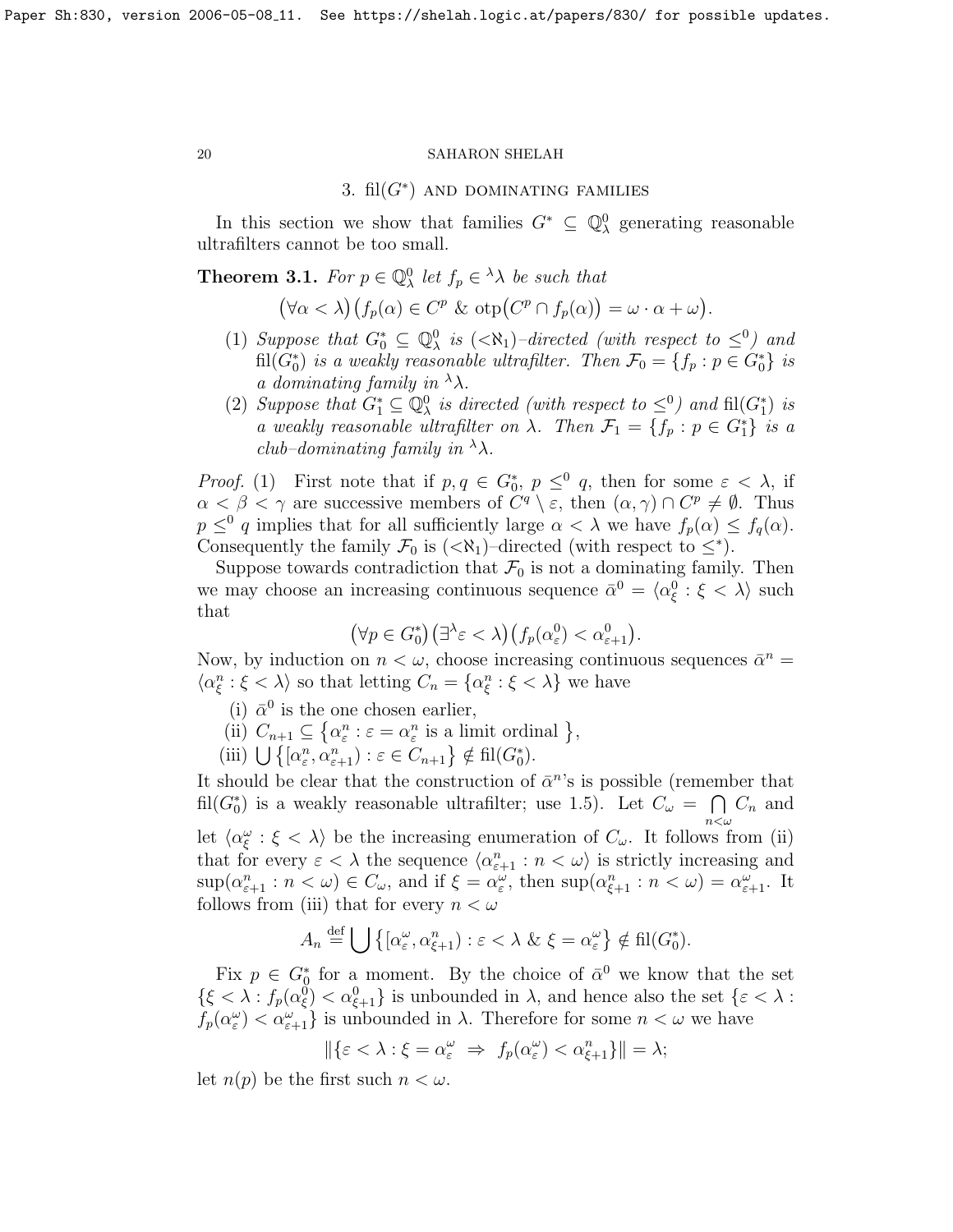## 3. fil($G^*$) and dominating families

In this section we show that families $G^* \subseteq \mathbb{Q}^0_\lambda$ generating reasonable ultrafilters cannot be too small.

**Theorem 3.1.** *For $p \in \mathbb{Q}^0_\lambda$ let $f_p \in {}^\lambda\lambda$ be such that*

$$\big(\forall \alpha < \lambda\big)\big(f_p(\alpha) \in C^p \ \&\ \mathrm{otp}\big(C^p \cap f_p(\alpha)\big) = \omega \cdot \alpha + \omega\big).$$

1. *Suppose that $G^*_0 \subseteq \mathbb{Q}^0_\lambda$ is $(<\aleph_1)$–directed (with respect to $\leq^0$) and $\mathrm{fil}(G^*_0)$ is a weakly reasonable ultrafilter. Then $\mathcal{F}_0 = \{f_p : p \in G^*_0\}$ is a dominating family in ${}^\lambda\lambda$.*
2. *Suppose that $G^*_1 \subseteq \mathbb{Q}^0_\lambda$ is directed (with respect to $\leq^0$) and $\mathrm{fil}(G^*_1)$ is a weakly reasonable ultrafilter on $\lambda$. Then $\mathcal{F}_1 = \{f_p : p \in G^*_1\}$ is a club–dominating family in ${}^\lambda\lambda$.*

*Proof.* (1) First note that if $p, q \in G^*_0$, $p \leq^0 q$, then for some $\varepsilon < \lambda$, if $\alpha < \beta < \gamma$ are successive members of $C^q \setminus \varepsilon$, then $(\alpha, \gamma) \cap C^p \neq \emptyset$. Thus $p \leq^0 q$ implies that for all sufficiently large $\alpha < \lambda$ we have $f_p(\alpha) \leq f_q(\alpha)$. Consequently the family $\mathcal{F}_0$ is $(<\aleph_1)$–directed (with respect to $\leq^*$).

Suppose towards contradiction that $\mathcal{F}_0$ is not a dominating family. Then we may choose an increasing continuous sequence $\bar{\alpha}^0 = \langle \alpha^0_\xi : \xi < \lambda\rangle$ such that

$$\big(\forall p \in G^*_0\big)\big(\exists^\lambda \varepsilon < \lambda\big)\big(f_p(\alpha^0_\varepsilon) < \alpha^0_{\varepsilon+1}\big).$$

Now, by induction on $n < \omega$, choose increasing continuous sequences $\bar{\alpha}^n = \langle \alpha^n_\xi : \xi < \lambda\rangle$ so that letting $C_n = \{\alpha^n_\xi : \xi < \lambda\}$ we have

- (i) $\bar{\alpha}^0$ is the one chosen earlier,
- (ii) $C_{n+1} \subseteq \big\{\alpha^n_\varepsilon : \varepsilon = \alpha^n_\varepsilon \text{ is a limit ordinal }\big\}$,
- (iii) $\bigcup \big\{[\alpha^n_\varepsilon, \alpha^n_{\varepsilon+1}) : \varepsilon \in C_{n+1}\big\} \notin \mathrm{fil}(G^*_0)$.

It should be clear that the construction of $\bar{\alpha}^n$'s is possible (remember that $\mathrm{fil}(G^*_0)$ is a weakly reasonable ultrafilter; use 1.5). Let $C_\omega = \bigcap\limits_{n<\omega} C_n$ and let $\langle \alpha^\omega_\xi : \xi < \lambda\rangle$ be the increasing enumeration of $C_\omega$. It follows from (ii) that for every $\varepsilon < \lambda$ the sequence $\langle \alpha^n_{\varepsilon+1} : n < \omega\rangle$ is strictly increasing and $\sup(\alpha^n_{\varepsilon+1} : n < \omega) \in C_\omega$, and if $\xi = \alpha^\omega_\varepsilon$, then $\sup(\alpha^n_{\xi+1} : n < \omega) = \alpha^\omega_{\varepsilon+1}$. It follows from (iii) that for every $n < \omega$

$$A_n \stackrel{\rm def}{=} \bigcup \big\{[\alpha^\omega_\varepsilon, \alpha^n_{\xi+1}) : \varepsilon < \lambda \ \&\ \xi = \alpha^\omega_\varepsilon\big\} \notin \mathrm{fil}(G^*_0).$$

Fix $p \in G^*_0$ for a moment. By the choice of $\bar{\alpha}^0$ we know that the set $\{\xi < \lambda : f_p(\alpha^0_\xi) < \alpha^0_{\xi+1}\}$ is unbounded in $\lambda$, and hence also the set $\{\varepsilon < \lambda : f_p(\alpha^\omega_\varepsilon) < \alpha^\omega_{\varepsilon+1}\}$ is unbounded in $\lambda$. Therefore for some $n < \omega$ we have

$$\|\{\varepsilon < \lambda : \xi = \alpha^\omega_\varepsilon \ \Rightarrow\ f_p(\alpha^\omega_\varepsilon) < \alpha^n_{\xi+1}\}\| = \lambda;$$

let $n(p)$ be the first such $n < \omega$.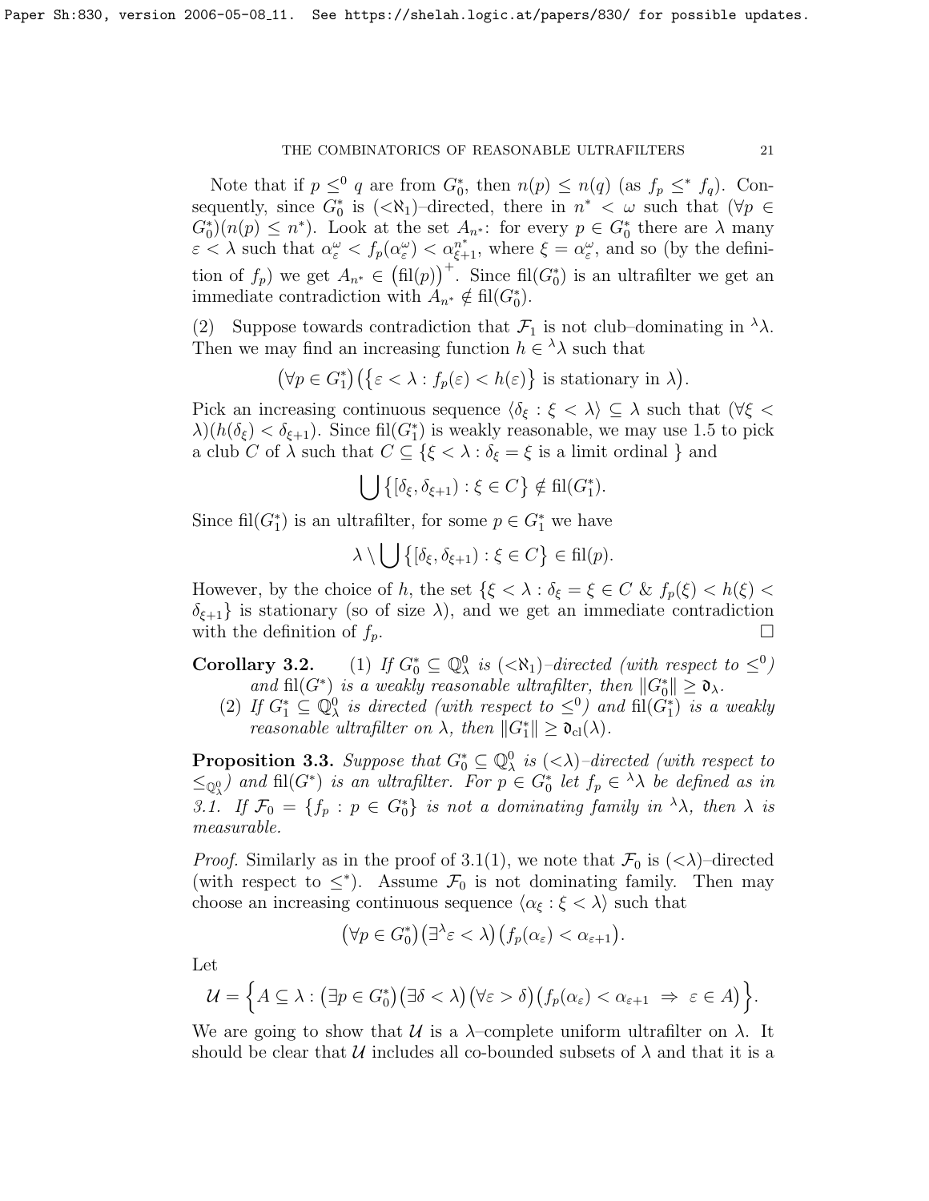Note that if $p \leq^0 q$ are from $G^*_0$, then $n(p) \leq n(q)$ (as $f_p \leq^* f_q$). Consequently, since $G^*_0$ is $(<\aleph_1)$–directed, there in $n^* < \omega$ such that $(\forall p \in G^*_0)(n(p) \leq n^*)$. Look at the set $A_{n^*}$: for every $p \in G^*_0$ there are $\lambda$ many $\varepsilon < \lambda$ such that $\alpha^\omega_\varepsilon < f_p(\alpha^\omega_\varepsilon) < \alpha^{n^*}_{\xi+1}$, where $\xi = \alpha^\omega_\varepsilon$, and so (by the definition of $f_p$) we get $A_{n^*} \in \big(\mathrm{fil}(p)\big)^+$. Since $\mathrm{fil}(G^*_0)$ is an ultrafilter we get an immediate contradiction with $A_{n^*} \notin \mathrm{fil}(G^*_0)$.

(2) Suppose towards contradiction that $\mathcal{F}_1$ is not club–dominating in ${}^\lambda\lambda$. Then we may find an increasing function $h \in {}^\lambda\lambda$ such that

$$\big(\forall p \in G^*_1\big)\big(\{\varepsilon < \lambda : f_p(\varepsilon) < h(\varepsilon)\} \text{ is stationary in } \lambda\big).$$

Pick an increasing continuous sequence $\langle \delta_\xi : \xi < \lambda\rangle \subseteq \lambda$ such that $(\forall \xi < \lambda)(h(\delta_\xi) < \delta_{\xi+1})$. Since $\mathrm{fil}(G^*_1)$ is weakly reasonable, we may use 1.5 to pick a club $C$ of $\lambda$ such that $C \subseteq \{\xi < \lambda : \delta_\xi = \xi \text{ is a limit ordinal }\}$ and

$$\bigcup\big\{[\delta_\xi, \delta_{\xi+1}) : \xi \in C\big\} \notin \mathrm{fil}(G^*_1).$$

Since $\mathrm{fil}(G^*_1)$ is an ultrafilter, for some $p \in G^*_1$ we have

$$\lambda \setminus \bigcup\big\{[\delta_\xi, \delta_{\xi+1}) : \xi \in C\big\} \in \mathrm{fil}(p).$$

However, by the choice of $h$, the set $\{\xi < \lambda : \delta_\xi = \xi \in C \ \&\ f_p(\xi) < h(\xi) < \delta_{\xi+1}\}$ is stationary (so of size $\lambda$), and we get an immediate contradiction with the definition of $f_p$. $\square$

**Corollary 3.2.** (1) *If $G^*_0 \subseteq \mathbb{Q}^0_\lambda$ is $(<\aleph_1)$–directed (with respect to $\leq^0$) and $\mathrm{fil}(G^*)$ is a weakly reasonable ultrafilter, then $\|G^*_0\| \geq \mathfrak{d}_\lambda$.*

(2) *If $G^*_1 \subseteq \mathbb{Q}^0_\lambda$ is directed (with respect to $\leq^0$) and $\mathrm{fil}(G^*_1)$ is a weakly reasonable ultrafilter on $\lambda$, then $\|G^*_1\| \geq \mathfrak{d}_{\mathrm{cl}}(\lambda)$.*

**Proposition 3.3.** *Suppose that $G^*_0 \subseteq \mathbb{Q}^0_\lambda$ is $(<\lambda)$–directed (with respect to $\leq_{\mathbb{Q}^0_\lambda}$) and $\mathrm{fil}(G^*)$ is an ultrafilter. For $p \in G^*_0$ let $f_p \in {}^\lambda\lambda$ be defined as in 3.1. If $\mathcal{F}_0 = \{f_p : p \in G^*_0\}$ is not a dominating family in ${}^\lambda\lambda$, then $\lambda$ is measurable.*

*Proof.* Similarly as in the proof of 3.1(1), we note that $\mathcal{F}_0$ is $(<\lambda)$–directed (with respect to $\leq^*$). Assume $\mathcal{F}_0$ is not dominating family. Then may choose an increasing continuous sequence $\langle \alpha_\xi : \xi < \lambda\rangle$ such that

$$\big(\forall p \in G^*_0\big)\big(\exists^\lambda \varepsilon < \lambda\big)\big(f_p(\alpha_\varepsilon) < \alpha_{\varepsilon+1}\big).$$

Let

$$\mathcal{U} = \Big\{A \subseteq \lambda : \big(\exists p \in G^*_0\big)\big(\exists \delta < \lambda\big)\big(\forall \varepsilon > \delta\big)\big(f_p(\alpha_\varepsilon) < \alpha_{\varepsilon+1} \ \Rightarrow\ \varepsilon \in A\big)\Big\}.$$

We are going to show that $\mathcal{U}$ is a $\lambda$–complete uniform ultrafilter on $\lambda$. It should be clear that $\mathcal{U}$ includes all co-bounded subsets of $\lambda$ and that it is a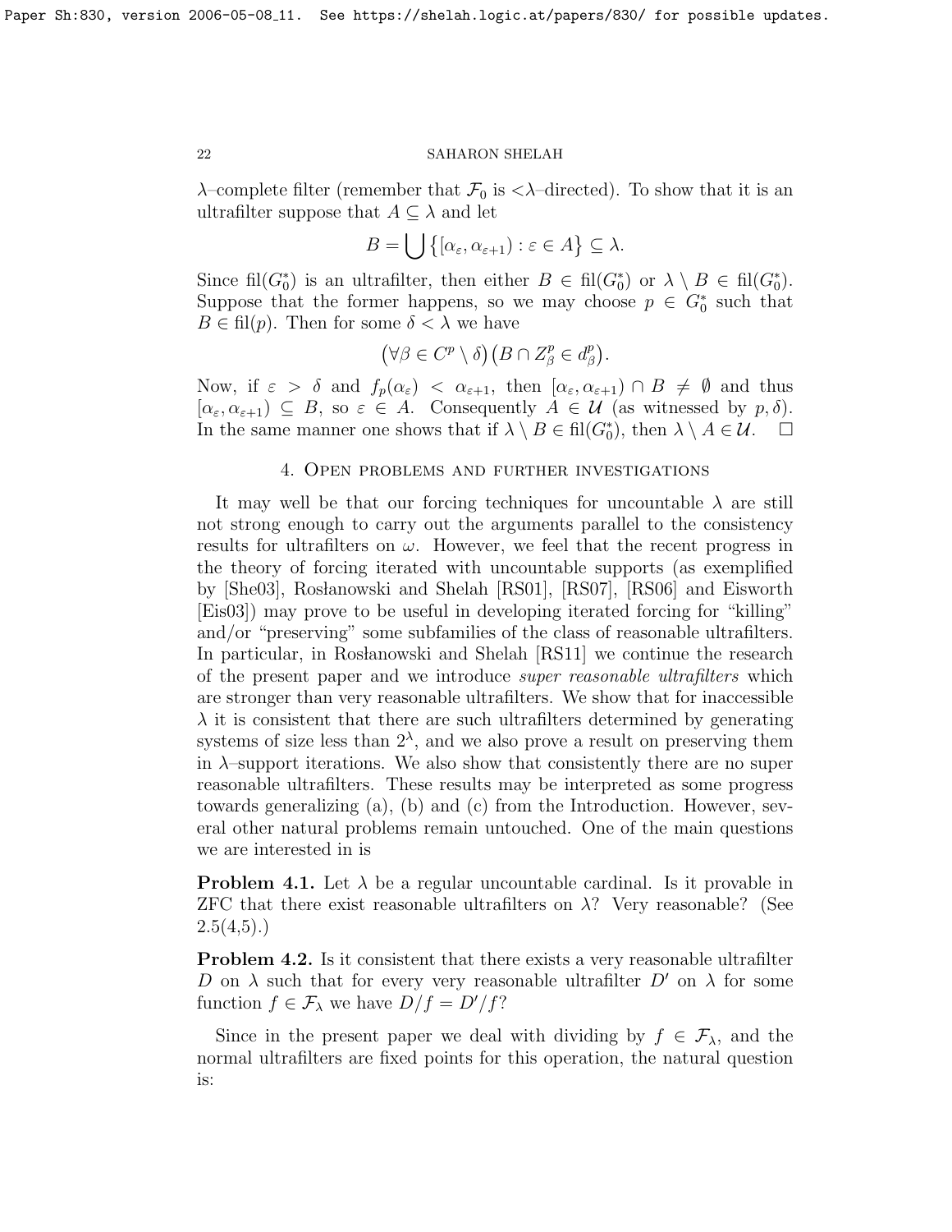$\lambda$–complete filter (remember that $\mathcal{F}_0$ is $<\lambda$–directed). To show that it is an ultrafilter suppose that $A \subseteq \lambda$ and let

$$B = \bigcup \big\{ [\alpha_\varepsilon, \alpha_{\varepsilon+1}) : \varepsilon \in A \big\} \subseteq \lambda.$$

Since $\mathrm{fil}(G^*_0)$ is an ultrafilter, then either $B \in \mathrm{fil}(G^*_0)$ or $\lambda \setminus B \in \mathrm{fil}(G^*_0)$. Suppose that the former happens, so we may choose $p \in G^*_0$ such that $B \in \mathrm{fil}(p)$. Then for some $\delta < \lambda$ we have

$$\big(\forall \beta \in C^p \setminus \delta\big)\big(B \cap Z^p_\beta \in d^p_\beta\big).$$

Now, if $\varepsilon > \delta$ and $f_p(\alpha_\varepsilon) < \alpha_{\varepsilon+1}$, then $[\alpha_\varepsilon, \alpha_{\varepsilon+1}) \cap B \neq \emptyset$ and thus $[\alpha_\varepsilon, \alpha_{\varepsilon+1}) \subseteq B$, so $\varepsilon \in A$. Consequently $A \in \mathcal{U}$ (as witnessed by $p, \delta$). In the same manner one shows that if $\lambda \setminus B \in \mathrm{fil}(G^*_0)$, then $\lambda \setminus A \in \mathcal{U}$. $\square$

## 4. Open problems and further investigations

It may well be that our forcing techniques for uncountable $\lambda$ are still not strong enough to carry out the arguments parallel to the consistency results for ultrafilters on $\omega$. However, we feel that the recent progress in the theory of forcing iterated with uncountable supports (as exemplified by [She03], Rosłanowski and Shelah [RS01], [RS07], [RS06] and Eisworth [Eis03]) may prove to be useful in developing iterated forcing for "killing" and/or "preserving" some subfamilies of the class of reasonable ultrafilters. In particular, in Rosłanowski and Shelah [RS11] we continue the research of the present paper and we introduce *super reasonable ultrafilters* which are stronger than very reasonable ultrafilters. We show that for inaccessible $\lambda$ it is consistent that there are such ultrafilters determined by generating systems of size less than $2^\lambda$, and we also prove a result on preserving them in $\lambda$–support iterations. We also show that consistently there are no super reasonable ultrafilters. These results may be interpreted as some progress towards generalizing (a), (b) and (c) from the Introduction. However, several other natural problems remain untouched. One of the main questions we are interested in is

**Problem 4.1.** Let $\lambda$ be a regular uncountable cardinal. Is it provable in ZFC that there exist reasonable ultrafilters on $\lambda$? Very reasonable? (See 2.5(4,5).)

**Problem 4.2.** Is it consistent that there exists a very reasonable ultrafilter $D$ on $\lambda$ such that for every very reasonable ultrafilter $D'$ on $\lambda$ for some function $f \in \mathcal{F}_\lambda$ we have $D/f = D'/f$?

Since in the present paper we deal with dividing by $f \in \mathcal{F}_\lambda$, and the normal ultrafilters are fixed points for this operation, the natural question is: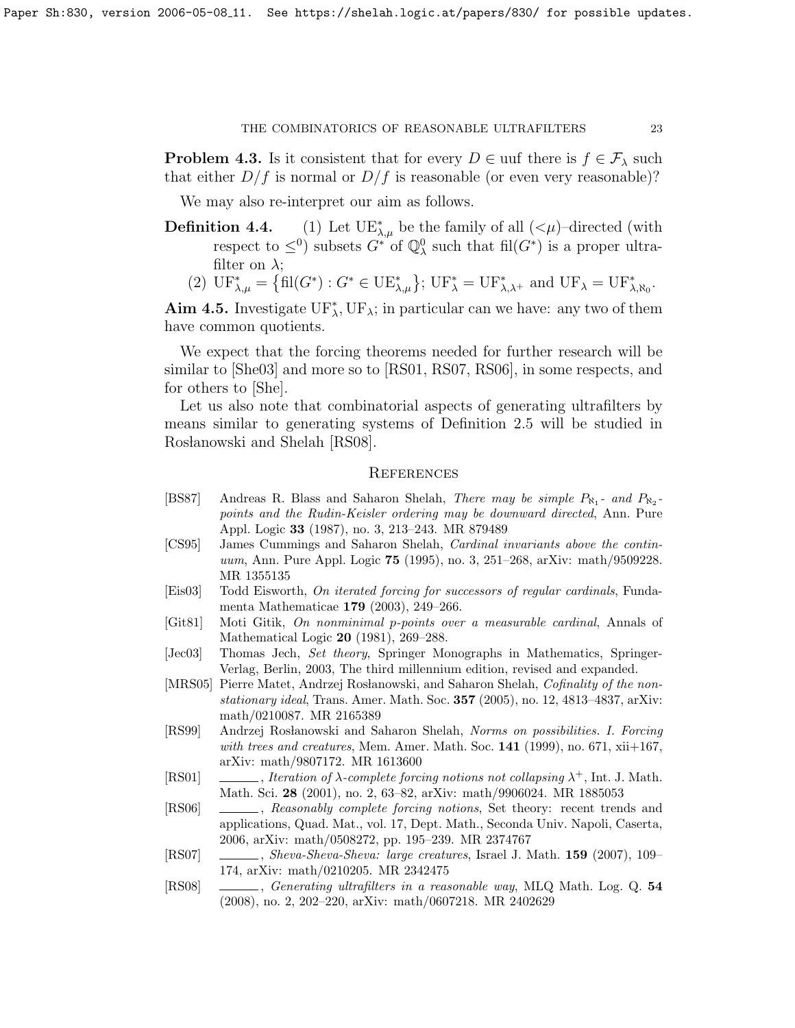**Problem 4.3.** Is it consistent that for every $D \in \mathrm{uuf}$ there is $f \in \mathcal{F}_\lambda$ such that either $D/f$ is normal or $D/f$ is reasonable (or even very reasonable)?

We may also re-interpret our aim as follows.

**Definition 4.4.** (1) Let $\mathrm{UE}^*_{\lambda,\mu}$ be the family of all $({<}\mu)$–directed (with respect to $\leq^0$) subsets $G^*$ of $\mathbb{Q}^0_\lambda$ such that $\mathrm{fil}(G^*)$ is a proper ultrafilter on $\lambda$;

(2) $\mathrm{UF}^*_{\lambda,\mu} = \{\mathrm{fil}(G^*) : G^* \in \mathrm{UE}^*_{\lambda,\mu}\}$; $\mathrm{UF}^*_\lambda = \mathrm{UF}^*_{\lambda,\lambda^+}$ and $\mathrm{UF}_\lambda = \mathrm{UF}^*_{\lambda,\aleph_0}$.

**Aim 4.5.** Investigate $\mathrm{UF}^*_\lambda, \mathrm{UF}_\lambda$; in particular can we have: any two of them have common quotients.

We expect that the forcing theorems needed for further research will be similar to [She03] and more so to [RS01, RS07, RS06], in some respects, and for others to [She].

Let us also note that combinatorial aspects of generating ultrafilters by means similar to generating systems of Definition 2.5 will be studied in Rosłanowski and Shelah [RS08].

## References

- [BS87] Andreas R. Blass and Saharon Shelah, *There may be simple $P_{\aleph_1}$- and $P_{\aleph_2}$-points and the Rudin-Keisler ordering may be downward directed*, Ann. Pure Appl. Logic **33** (1987), no. 3, 213–243. MR 879489
- [CS95] James Cummings and Saharon Shelah, *Cardinal invariants above the continuum*, Ann. Pure Appl. Logic **75** (1995), no. 3, 251–268, arXiv: math/9509228. MR 1355135
- [Eis03] Todd Eisworth, *On iterated forcing for successors of regular cardinals*, Fundamenta Mathematicae **179** (2003), 249–266.
- [Git81] Moti Gitik, *On nonminimal p-points over a measurable cardinal*, Annals of Mathematical Logic **20** (1981), 269–288.
- [Jec03] Thomas Jech, *Set theory*, Springer Monographs in Mathematics, Springer-Verlag, Berlin, 2003, The third millennium edition, revised and expanded.
- [MRS05] Pierre Matet, Andrzej Rosłanowski, and Saharon Shelah, *Cofinality of the nonstationary ideal*, Trans. Amer. Math. Soc. **357** (2005), no. 12, 4813–4837, arXiv: math/0210087. MR 2165389
- [RS99] Andrzej Rosłanowski and Saharon Shelah, *Norms on possibilities. I. Forcing with trees and creatures*, Mem. Amer. Math. Soc. **141** (1999), no. 671, xii+167, arXiv: math/9807172. MR 1613600
- [RS01] ______, *Iteration of $\lambda$-complete forcing notions not collapsing $\lambda^+$*, Int. J. Math. Math. Sci. **28** (2001), no. 2, 63–82, arXiv: math/9906024. MR 1885053
- [RS06] ______, *Reasonably complete forcing notions*, Set theory: recent trends and applications, Quad. Mat., vol. 17, Dept. Math., Seconda Univ. Napoli, Caserta, 2006, arXiv: math/0508272, pp. 195–239. MR 2374767
- [RS07] ______, *Sheva-Sheva-Sheva: large creatures*, Israel J. Math. **159** (2007), 109–174, arXiv: math/0210205. MR 2342475
- [RS08] ______, *Generating ultrafilters in a reasonable way*, MLQ Math. Log. Q. **54** (2008), no. 2, 202–220, arXiv: math/0607218. MR 2402629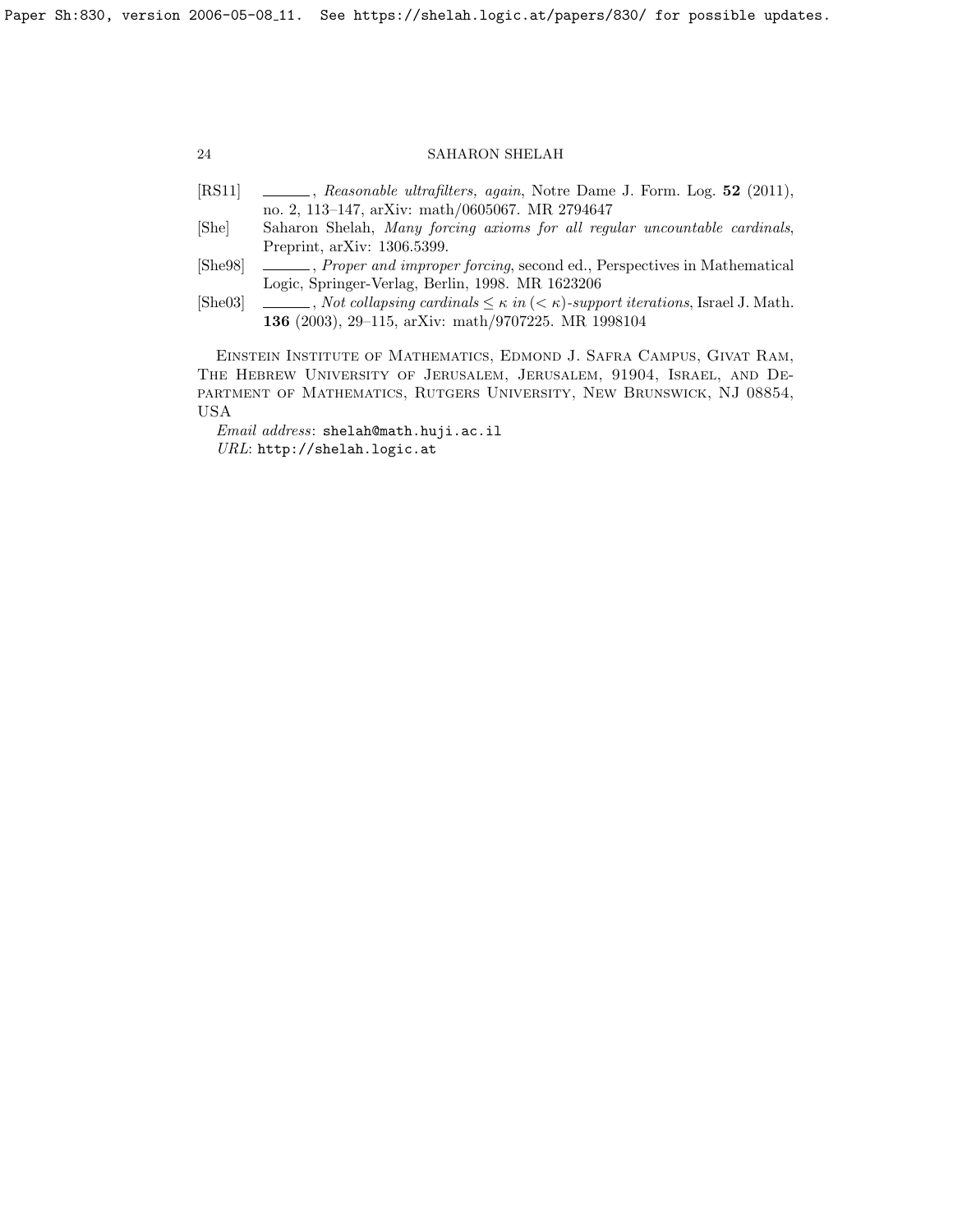[RS11] ______, *Reasonable ultrafilters, again*, Notre Dame J. Form. Log. **52** (2011), no. 2, 113–147, arXiv: math/0605067. MR 2794647

[She] Saharon Shelah, *Many forcing axioms for all regular uncountable cardinals*, Preprint, arXiv: 1306.5399.

[She98] ______, *Proper and improper forcing*, second ed., Perspectives in Mathematical Logic, Springer-Verlag, Berlin, 1998. MR 1623206

[She03] ______, *Not collapsing cardinals $\leq \kappa$ in $(< \kappa)$-support iterations*, Israel J. Math. **136** (2003), 29–115, arXiv: math/9707225. MR 1998104

Einstein Institute of Mathematics, Edmond J. Safra Campus, Givat Ram, The Hebrew University of Jerusalem, Jerusalem, 91904, Israel, and Department of Mathematics, Rutgers University, New Brunswick, NJ 08854, USA

*Email address*: shelah@math.huji.ac.il
*URL*: http://shelah.logic.at